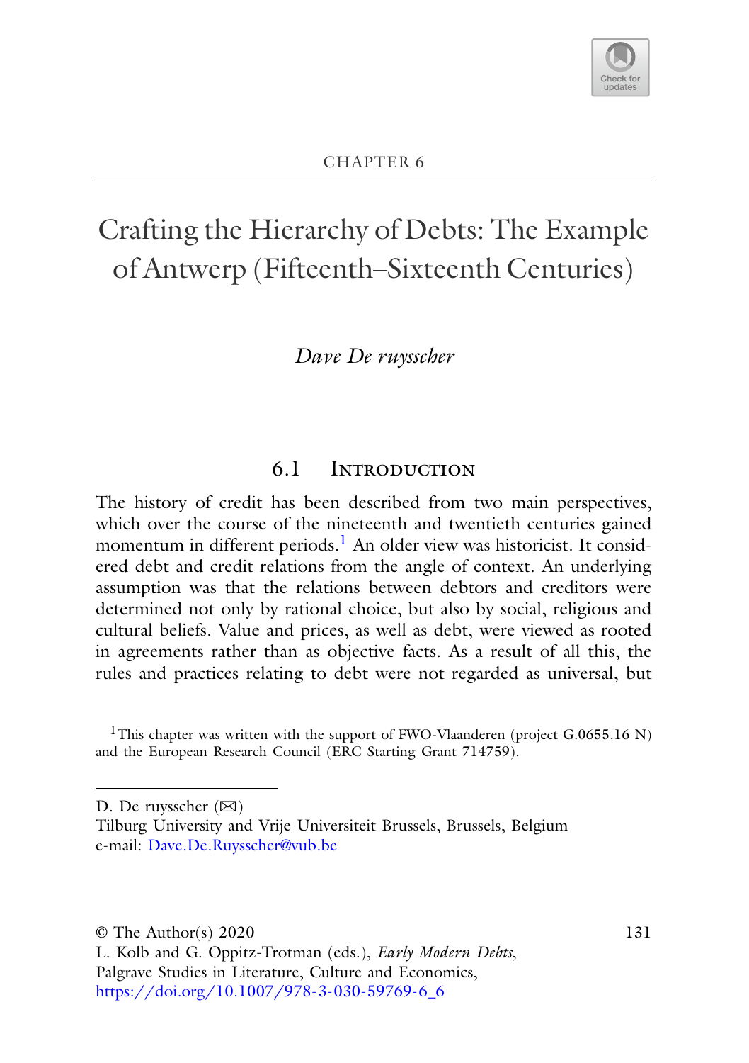CHAPTER 6

# Crafting the Hierarchy of Debts: The Example of Antwerp (Fifteenth–Sixteenth Centuries)

*Dave De ruysscher*

## 6.1 Introduction

The history of credit has been described from two main perspectives, which over the course of the nineteenth and twentieth centuries gained momentum in different periods.[1] An older view was historicist. It considered debt and credit relations from the angle of context. An underlying assumption was that the relations between debtors and creditors were determined not only by rational choice, but also by social, religious and cultural beliefs. Value and prices, as well as debt, were viewed as rooted in agreements rather than as objective facts. As a result of all this, the rules and practices relating to debt were not regarded as universal, but

[1] This chapter was written with the support of FWO-Vlaanderen (project G.0655.16 N) and the European Research Council (ERC Starting Grant 714759).

D. De ruysscher (✉)
Tilburg University and Vrije Universiteit Brussels, Brussels, Belgium
e-mail: Dave.De.Ruysscher@vub.be

© The Author(s) 2020
L. Kolb and G. Oppitz-Trotman (eds.), *Early Modern Debts*, Palgrave Studies in Literature, Culture and Economics,
https://doi.org/10.1007/978-3-030-59769-6_6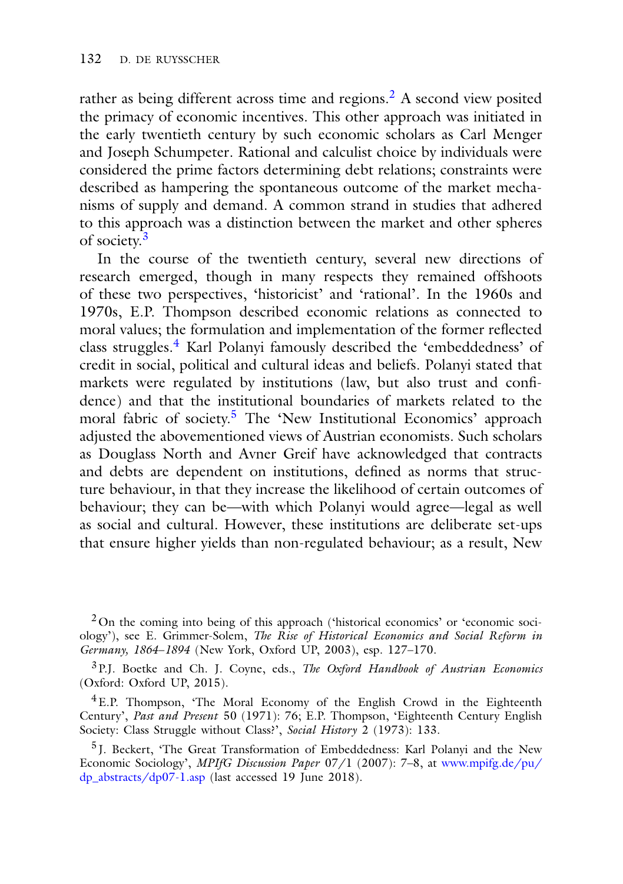rather as being different across time and regions.[2] A second view posited the primacy of economic incentives. This other approach was initiated in the early twentieth century by such economic scholars as Carl Menger and Joseph Schumpeter. Rational and calculist choice by individuals were considered the prime factors determining debt relations; constraints were described as hampering the spontaneous outcome of the market mechanisms of supply and demand. A common strand in studies that adhered to this approach was a distinction between the market and other spheres of society.[3]

In the course of the twentieth century, several new directions of research emerged, though in many respects they remained offshoots of these two perspectives, 'historicist' and 'rational'. In the 1960s and 1970s, E.P. Thompson described economic relations as connected to moral values; the formulation and implementation of the former reflected class struggles.[4] Karl Polanyi famously described the 'embeddedness' of credit in social, political and cultural ideas and beliefs. Polanyi stated that markets were regulated by institutions (law, but also trust and confidence) and that the institutional boundaries of markets related to the moral fabric of society.[5] The 'New Institutional Economics' approach adjusted the abovementioned views of Austrian economists. Such scholars as Douglass North and Avner Greif have acknowledged that contracts and debts are dependent on institutions, defined as norms that structure behaviour, in that they increase the likelihood of certain outcomes of behaviour; they can be—with which Polanyi would agree—legal as well as social and cultural. However, these institutions are deliberate set-ups that ensure higher yields than non-regulated behaviour; as a result, New

[2] On the coming into being of this approach ('historical economics' or 'economic sociology'), see E. Grimmer-Solem, *The Rise of Historical Economics and Social Reform in Germany, 1864–1894* (New York, Oxford UP, 2003), esp. 127–170.

[3] P.J. Boetke and Ch. J. Coyne, eds., *The Oxford Handbook of Austrian Economics* (Oxford: Oxford UP, 2015).

[4] E.P. Thompson, 'The Moral Economy of the English Crowd in the Eighteenth Century', *Past and Present* 50 (1971): 76; E.P. Thompson, 'Eighteenth Century English Society: Class Struggle without Class?', *Social History* 2 (1973): 133.

[5] J. Beckert, 'The Great Transformation of Embeddedness: Karl Polanyi and the New Economic Sociology', *MPIfG Discussion Paper* 07/1 (2007): 7–8, at www.mpifg.de/pu/dp_abstracts/dp07-1.asp (last accessed 19 June 2018).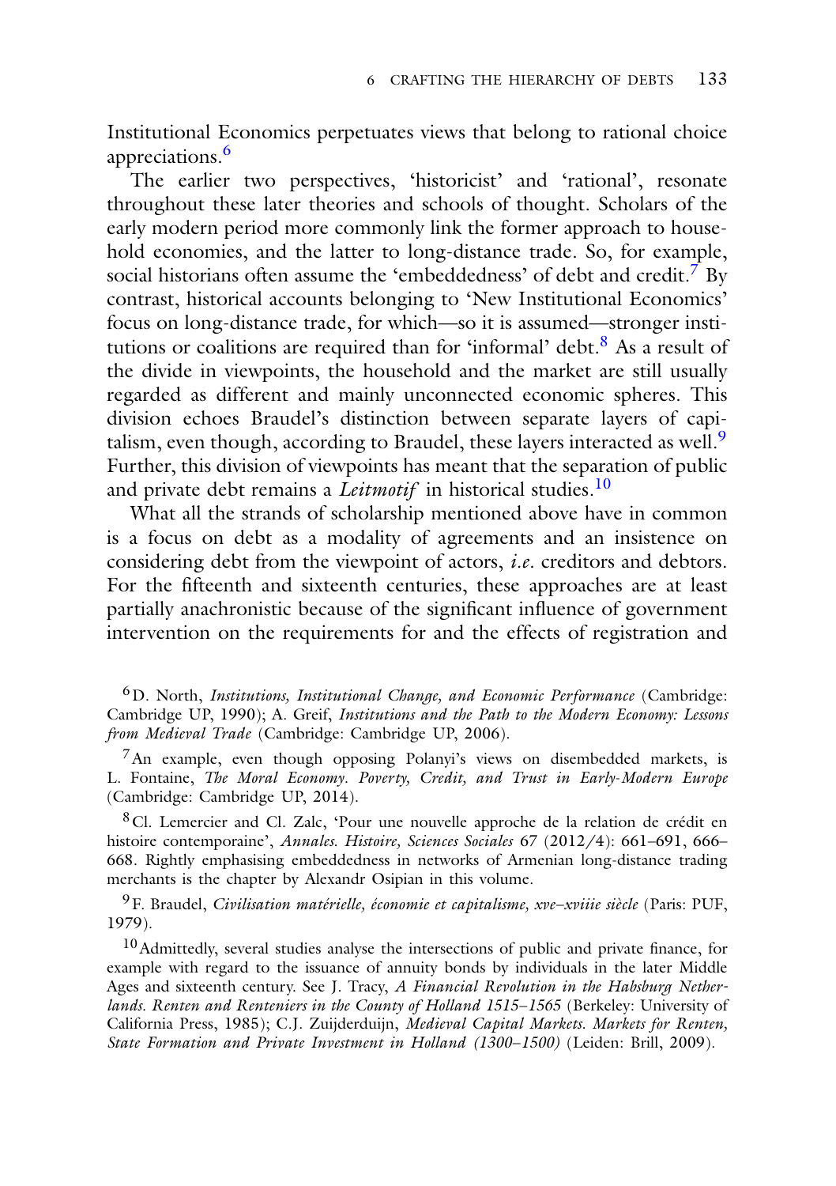Institutional Economics perpetuates views that belong to rational choice appreciations.[6]

The earlier two perspectives, 'historicist' and 'rational', resonate throughout these later theories and schools of thought. Scholars of the early modern period more commonly link the former approach to household economies, and the latter to long-distance trade. So, for example, social historians often assume the 'embeddedness' of debt and credit.[7] By contrast, historical accounts belonging to 'New Institutional Economics' focus on long-distance trade, for which—so it is assumed—stronger institutions or coalitions are required than for 'informal' debt.[8] As a result of the divide in viewpoints, the household and the market are still usually regarded as different and mainly unconnected economic spheres. This division echoes Braudel's distinction between separate layers of capitalism, even though, according to Braudel, these layers interacted as well.[9] Further, this division of viewpoints has meant that the separation of public and private debt remains a *Leitmotif* in historical studies.[10]

What all the strands of scholarship mentioned above have in common is a focus on debt as a modality of agreements and an insistence on considering debt from the viewpoint of actors, *i.e.* creditors and debtors. For the fifteenth and sixteenth centuries, these approaches are at least partially anachronistic because of the significant influence of government intervention on the requirements for and the effects of registration and

[6] D. North, *Institutions, Institutional Change, and Economic Performance* (Cambridge: Cambridge UP, 1990); A. Greif, *Institutions and the Path to the Modern Economy: Lessons from Medieval Trade* (Cambridge: Cambridge UP, 2006).

[7] An example, even though opposing Polanyi's views on disembedded markets, is L. Fontaine, *The Moral Economy. Poverty, Credit, and Trust in Early-Modern Europe* (Cambridge: Cambridge UP, 2014).

[8] Cl. Lemercier and Cl. Zalc, 'Pour une nouvelle approche de la relation de crédit en histoire contemporaine', *Annales. Histoire, Sciences Sociales* 67 (2012/4): 661–691, 666–668. Rightly emphasising embeddedness in networks of Armenian long-distance trading merchants is the chapter by Alexandr Osipian in this volume.

[9] F. Braudel, *Civilisation matérielle, économie et capitalisme, xve–xviiie siècle* (Paris: PUF, 1979).

[10] Admittedly, several studies analyse the intersections of public and private finance, for example with regard to the issuance of annuity bonds by individuals in the later Middle Ages and sixteenth century. See J. Tracy, *A Financial Revolution in the Habsburg Netherlands. Renten and Renteniers in the County of Holland 1515–1565* (Berkeley: University of California Press, 1985); C.J. Zuijderduijn, *Medieval Capital Markets. Markets for Renten, State Formation and Private Investment in Holland (1300–1500)* (Leiden: Brill, 2009).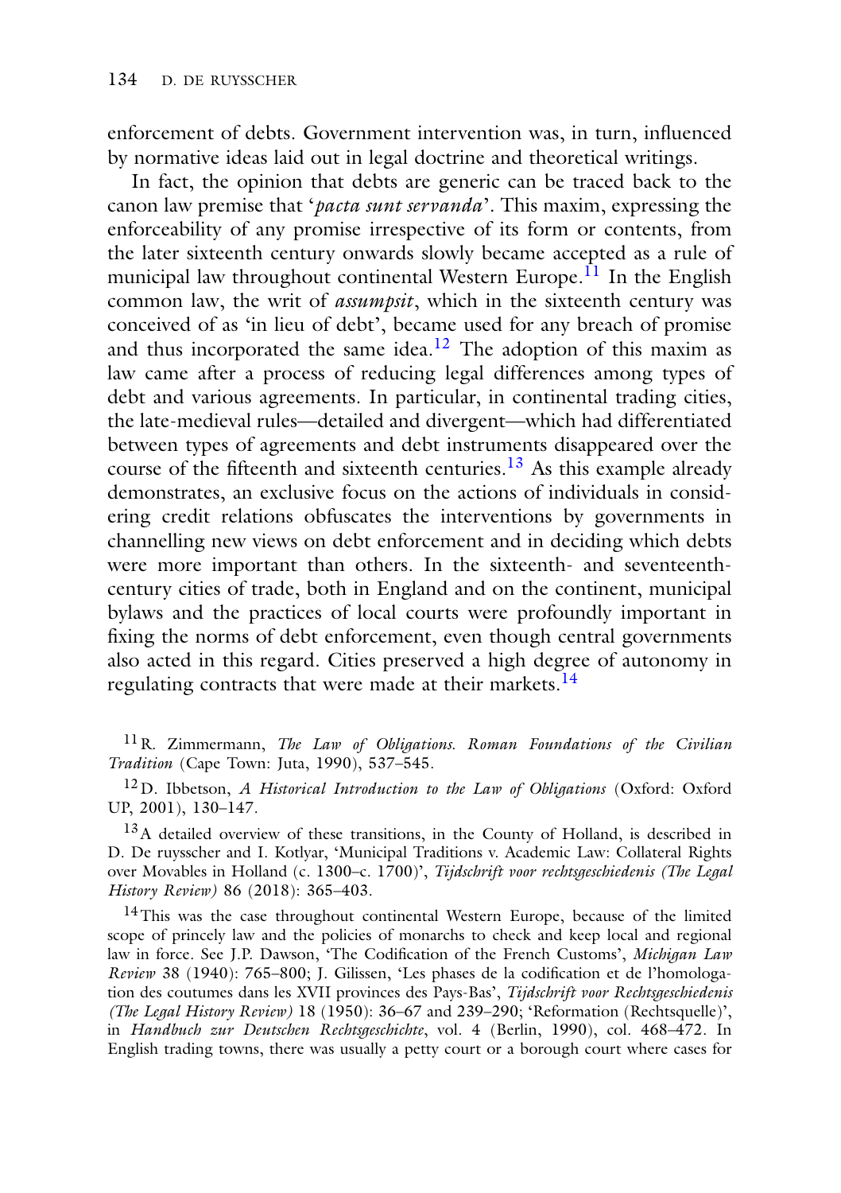enforcement of debts. Government intervention was, in turn, influenced by normative ideas laid out in legal doctrine and theoretical writings.

In fact, the opinion that debts are generic can be traced back to the canon law premise that '*pacta sunt servanda*'. This maxim, expressing the enforceability of any promise irrespective of its form or contents, from the later sixteenth century onwards slowly became accepted as a rule of municipal law throughout continental Western Europe.[11] In the English common law, the writ of *assumpsit*, which in the sixteenth century was conceived of as 'in lieu of debt', became used for any breach of promise and thus incorporated the same idea.[12] The adoption of this maxim as law came after a process of reducing legal differences among types of debt and various agreements. In particular, in continental trading cities, the late-medieval rules—detailed and divergent—which had differentiated between types of agreements and debt instruments disappeared over the course of the fifteenth and sixteenth centuries.[13] As this example already demonstrates, an exclusive focus on the actions of individuals in considering credit relations obfuscates the interventions by governments in channelling new views on debt enforcement and in deciding which debts were more important than others. In the sixteenth- and seventeenth-century cities of trade, both in England and on the continent, municipal bylaws and the practices of local courts were profoundly important in fixing the norms of debt enforcement, even though central governments also acted in this regard. Cities preserved a high degree of autonomy in regulating contracts that were made at their markets.[14]

[11] R. Zimmermann, *The Law of Obligations. Roman Foundations of the Civilian Tradition* (Cape Town: Juta, 1990), 537–545.

[12] D. Ibbetson, *A Historical Introduction to the Law of Obligations* (Oxford: Oxford UP, 2001), 130–147.

[13] A detailed overview of these transitions, in the County of Holland, is described in D. De ruysscher and I. Kotlyar, 'Municipal Traditions v. Academic Law: Collateral Rights over Movables in Holland (c. 1300–c. 1700)', *Tijdschrift voor rechtsgeschiedenis (The Legal History Review)* 86 (2018): 365–403.

[14] This was the case throughout continental Western Europe, because of the limited scope of princely law and the policies of monarchs to check and keep local and regional law in force. See J.P. Dawson, 'The Codification of the French Customs', *Michigan Law Review* 38 (1940): 765–800; J. Gilissen, 'Les phases de la codification et de l'homologation des coutumes dans les XVII provinces des Pays-Bas', *Tijdschrift voor Rechtsgeschiedenis (The Legal History Review)* 18 (1950): 36–67 and 239–290; 'Reformation (Rechtsquelle)', in *Handbuch zur Deutschen Rechtsgeschichte*, vol. 4 (Berlin, 1990), col. 468–472. In English trading towns, there was usually a petty court or a borough court where cases for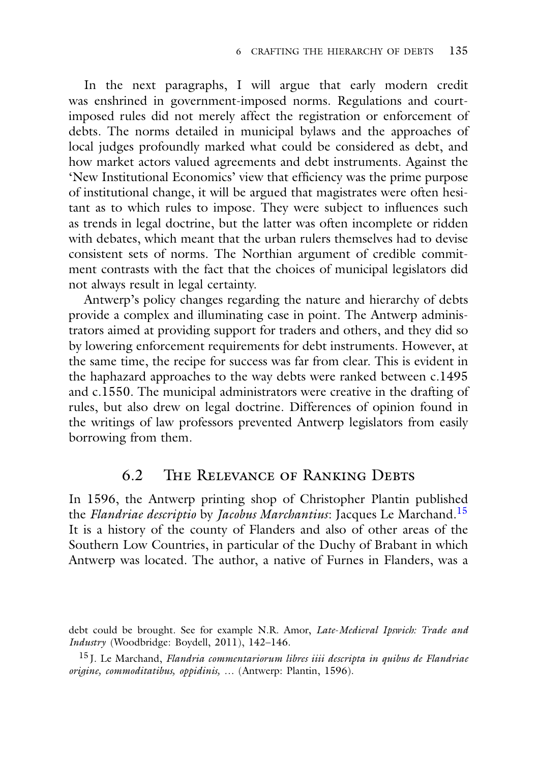In the next paragraphs, I will argue that early modern credit was enshrined in government-imposed norms. Regulations and court-imposed rules did not merely affect the registration or enforcement of debts. The norms detailed in municipal bylaws and the approaches of local judges profoundly marked what could be considered as debt, and how market actors valued agreements and debt instruments. Against the 'New Institutional Economics' view that efficiency was the prime purpose of institutional change, it will be argued that magistrates were often hesitant as to which rules to impose. They were subject to influences such as trends in legal doctrine, but the latter was often incomplete or ridden with debates, which meant that the urban rulers themselves had to devise consistent sets of norms. The Northian argument of credible commitment contrasts with the fact that the choices of municipal legislators did not always result in legal certainty.

Antwerp's policy changes regarding the nature and hierarchy of debts provide a complex and illuminating case in point. The Antwerp administrators aimed at providing support for traders and others, and they did so by lowering enforcement requirements for debt instruments. However, at the same time, the recipe for success was far from clear. This is evident in the haphazard approaches to the way debts were ranked between c.1495 and c.1550. The municipal administrators were creative in the drafting of rules, but also drew on legal doctrine. Differences of opinion found in the writings of law professors prevented Antwerp legislators from easily borrowing from them.

## 6.2 The Relevance of Ranking Debts

In 1596, the Antwerp printing shop of Christopher Plantin published the *Flandriae descriptio* by *Jacobus Marchantius*: Jacques Le Marchand.[15] It is a history of the county of Flanders and also of other areas of the Southern Low Countries, in particular of the Duchy of Brabant in which Antwerp was located. The author, a native of Furnes in Flanders, was a

debt could be brought. See for example N.R. Amor, *Late-Medieval Ipswich: Trade and Industry* (Woodbridge: Boydell, 2011), 142–146.

[15] J. Le Marchand, *Flandria commentariorum libres iiii descripta in quibus de Flandriae origine, commoditatibus, oppidinis, ...* (Antwerp: Plantin, 1596).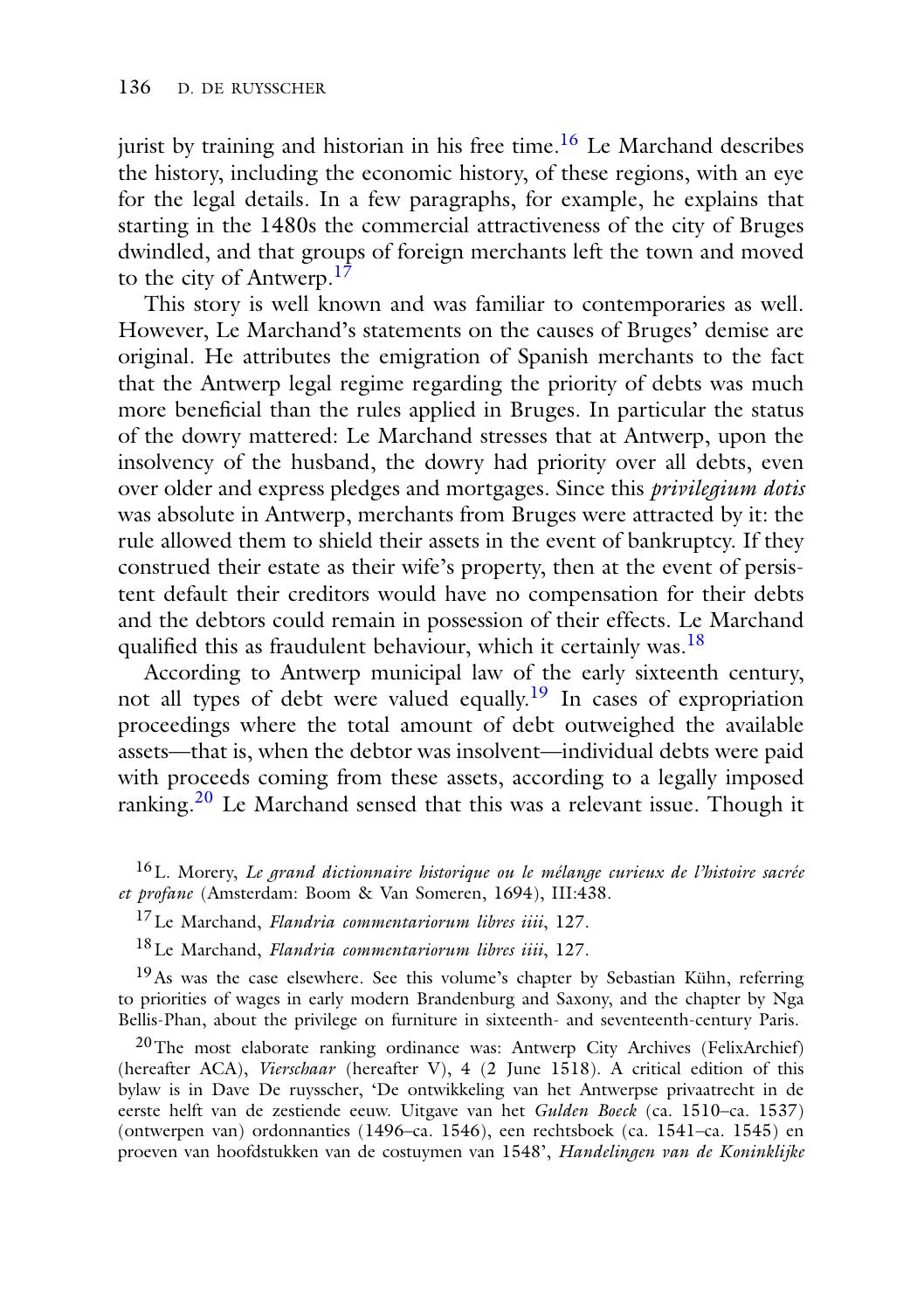jurist by training and historian in his free time.[16] Le Marchand describes the history, including the economic history, of these regions, with an eye for the legal details. In a few paragraphs, for example, he explains that starting in the 1480s the commercial attractiveness of the city of Bruges dwindled, and that groups of foreign merchants left the town and moved to the city of Antwerp.[17]

This story is well known and was familiar to contemporaries as well. However, Le Marchand's statements on the causes of Bruges' demise are original. He attributes the emigration of Spanish merchants to the fact that the Antwerp legal regime regarding the priority of debts was much more beneficial than the rules applied in Bruges. In particular the status of the dowry mattered: Le Marchand stresses that at Antwerp, upon the insolvency of the husband, the dowry had priority over all debts, even over older and express pledges and mortgages. Since this *privilegium dotis* was absolute in Antwerp, merchants from Bruges were attracted by it: the rule allowed them to shield their assets in the event of bankruptcy. If they construed their estate as their wife's property, then at the event of persistent default their creditors would have no compensation for their debts and the debtors could remain in possession of their effects. Le Marchand qualified this as fraudulent behaviour, which it certainly was.[18]

According to Antwerp municipal law of the early sixteenth century, not all types of debt were valued equally.[19] In cases of expropriation proceedings where the total amount of debt outweighed the available assets—that is, when the debtor was insolvent—individual debts were paid with proceeds coming from these assets, according to a legally imposed ranking.[20] Le Marchand sensed that this was a relevant issue. Though it

---

[16] L. Morery, *Le grand dictionnaire historique ou le mélange curieux de l'histoire sacrée et profane* (Amsterdam: Boom & Van Someren, 1694), III:438.

[17] Le Marchand, *Flandria commentariorum libres iiii*, 127.

[18] Le Marchand, *Flandria commentariorum libres iiii*, 127.

[19] As was the case elsewhere. See this volume's chapter by Sebastian Kühn, referring to priorities of wages in early modern Brandenburg and Saxony, and the chapter by Nga Bellis-Phan, about the privilege on furniture in sixteenth- and seventeenth-century Paris.

[20] The most elaborate ranking ordinance was: Antwerp City Archives (FelixArchief) (hereafter ACA), *Vierschaar* (hereafter V), 4 (2 June 1518). A critical edition of this bylaw is in Dave De ruysscher, 'De ontwikkeling van het Antwerpse privaatrecht in de eerste helft van de zestiende eeuw. Uitgave van het *Gulden Boeck* (ca. 1510–ca. 1537) (ontwerpen van) ordonnanties (1496–ca. 1546), een rechtsboek (ca. 1541–ca. 1545) en proeven van hoofdstukken van de costuymen van 1548', *Handelingen van de Koninklijke*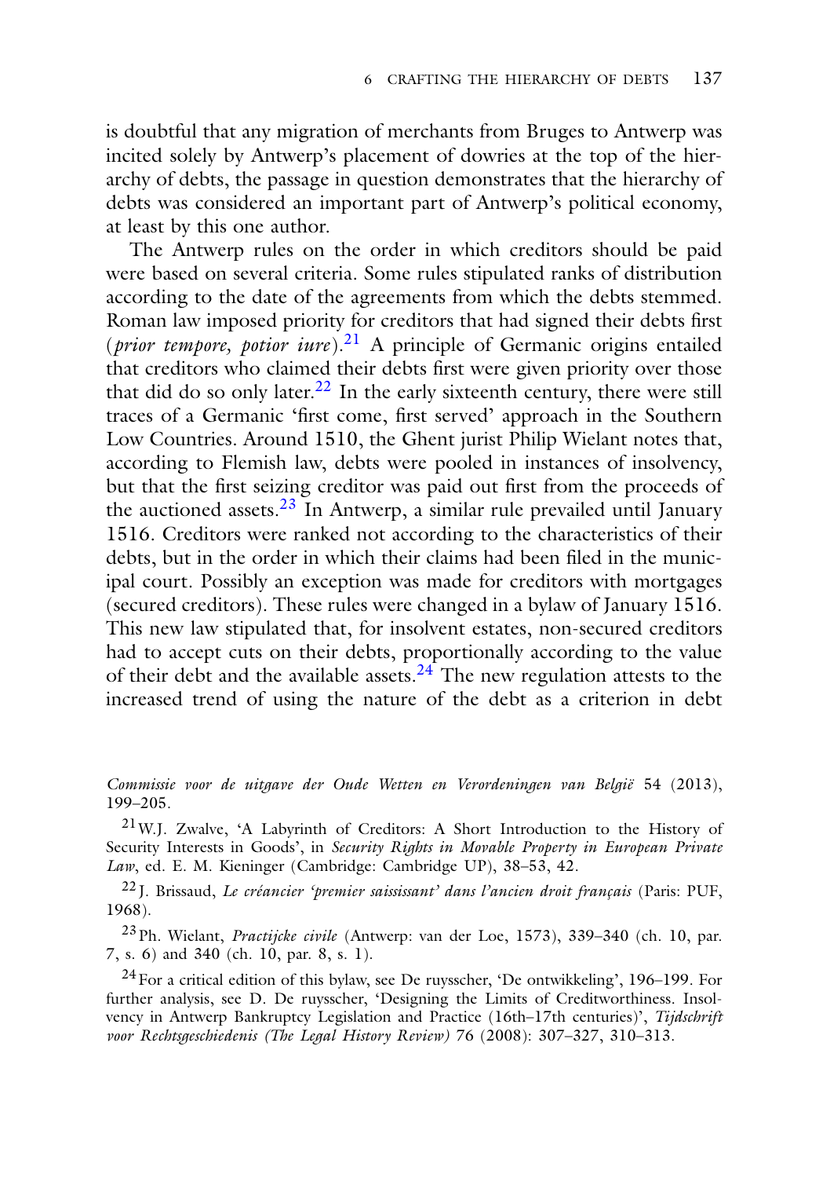is doubtful that any migration of merchants from Bruges to Antwerp was incited solely by Antwerp's placement of dowries at the top of the hierarchy of debts, the passage in question demonstrates that the hierarchy of debts was considered an important part of Antwerp's political economy, at least by this one author.

The Antwerp rules on the order in which creditors should be paid were based on several criteria. Some rules stipulated ranks of distribution according to the date of the agreements from which the debts stemmed. Roman law imposed priority for creditors that had signed their debts first (*prior tempore, potior iure*).[21] A principle of Germanic origins entailed that creditors who claimed their debts first were given priority over those that did do so only later.[22] In the early sixteenth century, there were still traces of a Germanic 'first come, first served' approach in the Southern Low Countries. Around 1510, the Ghent jurist Philip Wielant notes that, according to Flemish law, debts were pooled in instances of insolvency, but that the first seizing creditor was paid out first from the proceeds of the auctioned assets.[23] In Antwerp, a similar rule prevailed until January 1516. Creditors were ranked not according to the characteristics of their debts, but in the order in which their claims had been filed in the municipal court. Possibly an exception was made for creditors with mortgages (secured creditors). These rules were changed in a bylaw of January 1516. This new law stipulated that, for insolvent estates, non-secured creditors had to accept cuts on their debts, proportionally according to the value of their debt and the available assets.[24] The new regulation attests to the increased trend of using the nature of the debt as a criterion in debt

*Commissie voor de uitgave der Oude Wetten en Verordeningen van België* 54 (2013), 199–205.

[21] W.J. Zwalve, 'A Labyrinth of Creditors: A Short Introduction to the History of Security Interests in Goods', in *Security Rights in Movable Property in European Private Law*, ed. E. M. Kieninger (Cambridge: Cambridge UP), 38–53, 42.

[22] J. Brissaud, *Le créancier 'premier saississant' dans l'ancien droit français* (Paris: PUF, 1968).

[23] Ph. Wielant, *Practijcke civile* (Antwerp: van der Loe, 1573), 339–340 (ch. 10, par. 7, s. 6) and 340 (ch. 10, par. 8, s. 1).

[24] For a critical edition of this bylaw, see De ruysscher, 'De ontwikkeling', 196–199. For further analysis, see D. De ruysscher, 'Designing the Limits of Creditworthiness. Insolvency in Antwerp Bankruptcy Legislation and Practice (16th–17th centuries)', *Tijdschrift voor Rechtsgeschiedenis (The Legal History Review)* 76 (2008): 307–327, 310–313.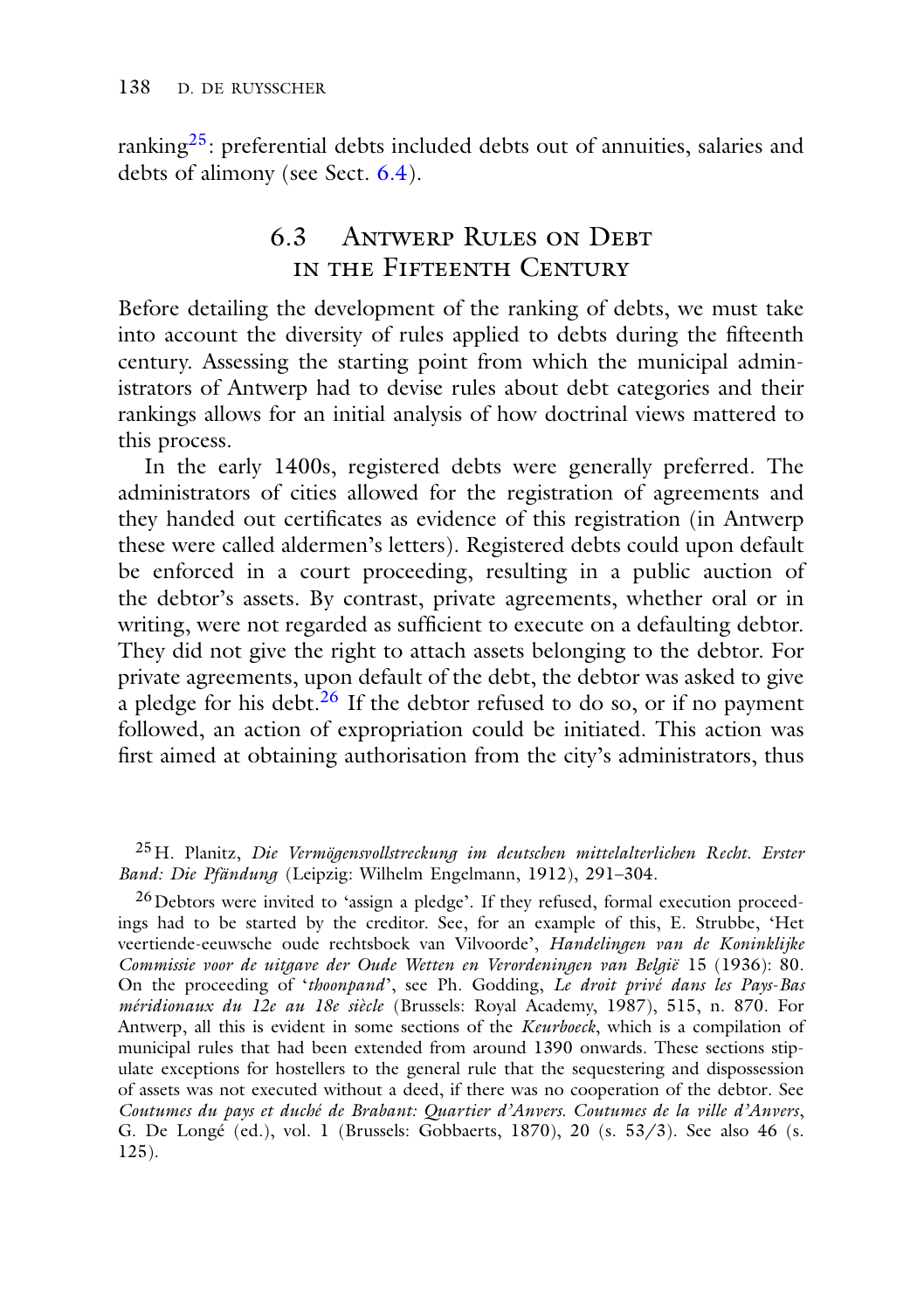ranking[25]: preferential debts included debts out of annuities, salaries and debts of alimony (see Sect. 6.4).

## 6.3 Antwerp Rules on Debt in the Fifteenth Century

Before detailing the development of the ranking of debts, we must take into account the diversity of rules applied to debts during the fifteenth century. Assessing the starting point from which the municipal administrators of Antwerp had to devise rules about debt categories and their rankings allows for an initial analysis of how doctrinal views mattered to this process.

In the early 1400s, registered debts were generally preferred. The administrators of cities allowed for the registration of agreements and they handed out certificates as evidence of this registration (in Antwerp these were called aldermen's letters). Registered debts could upon default be enforced in a court proceeding, resulting in a public auction of the debtor's assets. By contrast, private agreements, whether oral or in writing, were not regarded as sufficient to execute on a defaulting debtor. They did not give the right to attach assets belonging to the debtor. For private agreements, upon default of the debt, the debtor was asked to give a pledge for his debt.[26] If the debtor refused to do so, or if no payment followed, an action of expropriation could be initiated. This action was first aimed at obtaining authorisation from the city's administrators, thus

[25] H. Planitz, *Die Vermögensvollstreckung im deutschen mittelalterlichen Recht. Erster Band: Die Pfändung* (Leipzig: Wilhelm Engelmann, 1912), 291–304.

[26] Debtors were invited to 'assign a pledge'. If they refused, formal execution proceedings had to be started by the creditor. See, for an example of this, E. Strubbe, 'Het veertiende-eeuwsche oude rechtsboek van Vilvoorde', *Handelingen van de Koninklijke Commissie voor de uitgave der Oude Wetten en Verordeningen van België* 15 (1936): 80. On the proceeding of '*thoonpand*', see Ph. Godding, *Le droit privé dans les Pays-Bas méridionaux du 12e au 18e siècle* (Brussels: Royal Academy, 1987), 515, n. 870. For Antwerp, all this is evident in some sections of the *Keurboeck*, which is a compilation of municipal rules that had been extended from around 1390 onwards. These sections stipulate exceptions for hostellers to the general rule that the sequestering and dispossession of assets was not executed without a deed, if there was no cooperation of the debtor. See *Coutumes du pays et duché de Brabant: Quartier d'Anvers. Coutumes de la ville d'Anvers*, G. De Longé (ed.), vol. 1 (Brussels: Gobbaerts, 1870), 20 (s. 53/3). See also 46 (s. 125).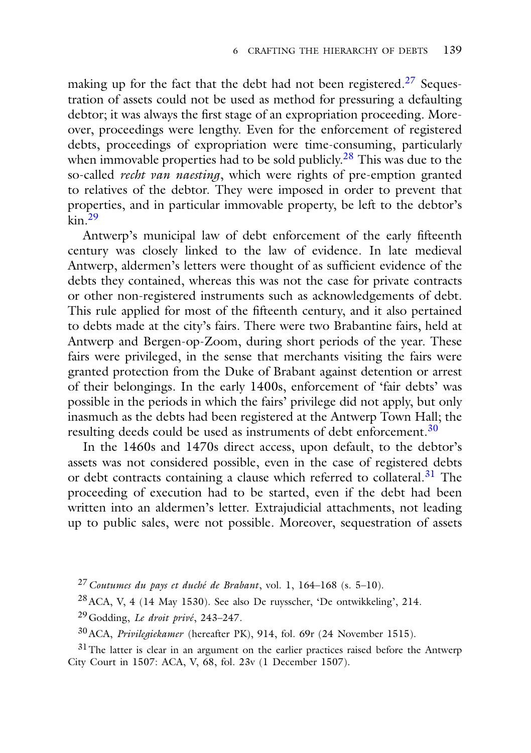making up for the fact that the debt had not been registered.[27] Sequestration of assets could not be used as method for pressuring a defaulting debtor; it was always the first stage of an expropriation proceeding. Moreover, proceedings were lengthy. Even for the enforcement of registered debts, proceedings of expropriation were time-consuming, particularly when immovable properties had to be sold publicly.[28] This was due to the so-called *recht van naesting*, which were rights of pre-emption granted to relatives of the debtor. They were imposed in order to prevent that properties, and in particular immovable property, be left to the debtor's kin.[29]

Antwerp's municipal law of debt enforcement of the early fifteenth century was closely linked to the law of evidence. In late medieval Antwerp, aldermen's letters were thought of as sufficient evidence of the debts they contained, whereas this was not the case for private contracts or other non-registered instruments such as acknowledgements of debt. This rule applied for most of the fifteenth century, and it also pertained to debts made at the city's fairs. There were two Brabantine fairs, held at Antwerp and Bergen-op-Zoom, during short periods of the year. These fairs were privileged, in the sense that merchants visiting the fairs were granted protection from the Duke of Brabant against detention or arrest of their belongings. In the early 1400s, enforcement of 'fair debts' was possible in the periods in which the fairs' privilege did not apply, but only inasmuch as the debts had been registered at the Antwerp Town Hall; the resulting deeds could be used as instruments of debt enforcement.[30]

In the 1460s and 1470s direct access, upon default, to the debtor's assets was not considered possible, even in the case of registered debts or debt contracts containing a clause which referred to collateral.[31] The proceeding of execution had to be started, even if the debt had been written into an aldermen's letter. Extrajudicial attachments, not leading up to public sales, were not possible. Moreover, sequestration of assets

[27] *Coutumes du pays et duché de Brabant*, vol. 1, 164–168 (s. 5–10).

[28] ACA, V, 4 (14 May 1530). See also De ruysscher, 'De ontwikkeling', 214.

[29] Godding, *Le droit privé*, 243–247.

[30] ACA, *Privilegiekamer* (hereafter PK), 914, fol. 69r (24 November 1515).

[31] The latter is clear in an argument on the earlier practices raised before the Antwerp City Court in 1507: ACA, V, 68, fol. 23v (1 December 1507).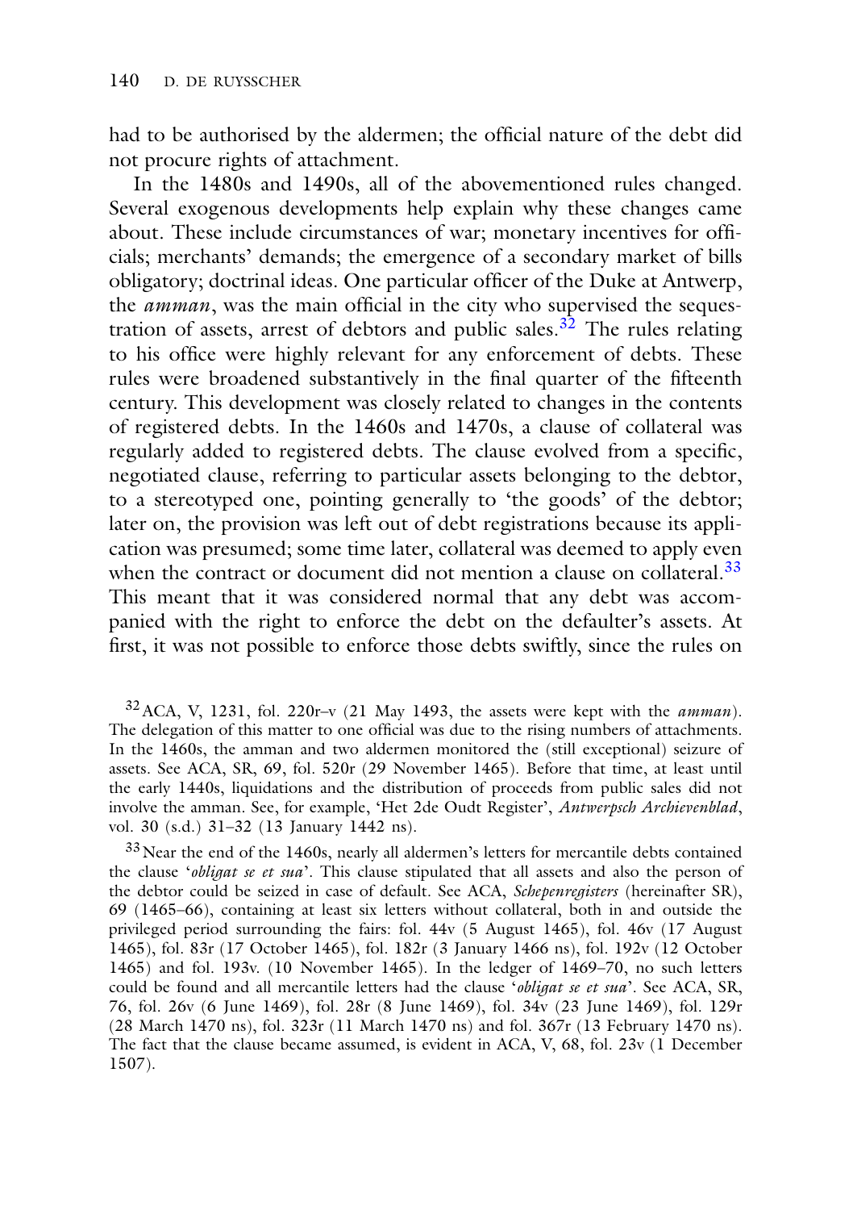had to be authorised by the aldermen; the official nature of the debt did not procure rights of attachment.

In the 1480s and 1490s, all of the abovementioned rules changed. Several exogenous developments help explain why these changes came about. These include circumstances of war; monetary incentives for officials; merchants' demands; the emergence of a secondary market of bills obligatory; doctrinal ideas. One particular officer of the Duke at Antwerp, the *amman*, was the main official in the city who supervised the sequestration of assets, arrest of debtors and public sales.[32] The rules relating to his office were highly relevant for any enforcement of debts. These rules were broadened substantively in the final quarter of the fifteenth century. This development was closely related to changes in the contents of registered debts. In the 1460s and 1470s, a clause of collateral was regularly added to registered debts. The clause evolved from a specific, negotiated clause, referring to particular assets belonging to the debtor, to a stereotyped one, pointing generally to 'the goods' of the debtor; later on, the provision was left out of debt registrations because its application was presumed; some time later, collateral was deemed to apply even when the contract or document did not mention a clause on collateral.[33] This meant that it was considered normal that any debt was accompanied with the right to enforce the debt on the defaulter's assets. At first, it was not possible to enforce those debts swiftly, since the rules on

[32] ACA, V, 1231, fol. 220r–v (21 May 1493, the assets were kept with the *amman*). The delegation of this matter to one official was due to the rising numbers of attachments. In the 1460s, the amman and two aldermen monitored the (still exceptional) seizure of assets. See ACA, SR, 69, fol. 520r (29 November 1465). Before that time, at least until the early 1440s, liquidations and the distribution of proceeds from public sales did not involve the amman. See, for example, 'Het 2de Oudt Register', *Antwerpsch Archievenblad*, vol. 30 (s.d.) 31–32 (13 January 1442 ns).

[33] Near the end of the 1460s, nearly all aldermen's letters for mercantile debts contained the clause '*obligat se et sua*'. This clause stipulated that all assets and also the person of the debtor could be seized in case of default. See ACA, *Schepenregisters* (hereinafter SR), 69 (1465–66), containing at least six letters without collateral, both in and outside the privileged period surrounding the fairs: fol. 44v (5 August 1465), fol. 46v (17 August 1465), fol. 83r (17 October 1465), fol. 182r (3 January 1466 ns), fol. 192v (12 October 1465) and fol. 193v. (10 November 1465). In the ledger of 1469–70, no such letters could be found and all mercantile letters had the clause '*obligat se et sua*'. See ACA, SR, 76, fol. 26v (6 June 1469), fol. 28r (8 June 1469), fol. 34v (23 June 1469), fol. 129r (28 March 1470 ns), fol. 323r (11 March 1470 ns) and fol. 367r (13 February 1470 ns). The fact that the clause became assumed, is evident in ACA, V, 68, fol. 23v (1 December 1507).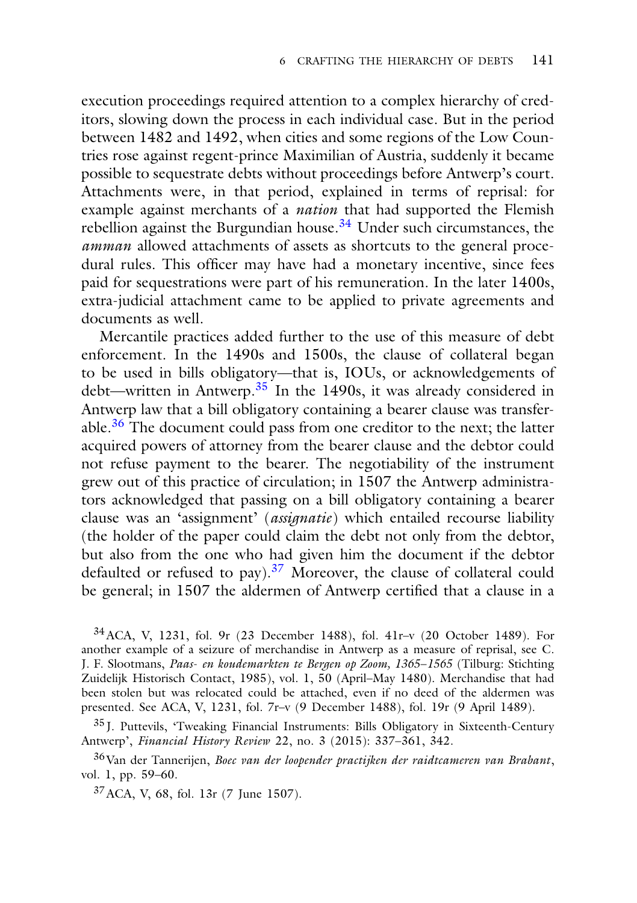execution proceedings required attention to a complex hierarchy of creditors, slowing down the process in each individual case. But in the period between 1482 and 1492, when cities and some regions of the Low Countries rose against regent-prince Maximilian of Austria, suddenly it became possible to sequestrate debts without proceedings before Antwerp's court. Attachments were, in that period, explained in terms of reprisal: for example against merchants of a *nation* that had supported the Flemish rebellion against the Burgundian house.[34] Under such circumstances, the *amman* allowed attachments of assets as shortcuts to the general procedural rules. This officer may have had a monetary incentive, since fees paid for sequestrations were part of his remuneration. In the later 1400s, extra-judicial attachment came to be applied to private agreements and documents as well.

Mercantile practices added further to the use of this measure of debt enforcement. In the 1490s and 1500s, the clause of collateral began to be used in bills obligatory—that is, IOUs, or acknowledgements of debt—written in Antwerp.[35] In the 1490s, it was already considered in Antwerp law that a bill obligatory containing a bearer clause was transferable.[36] The document could pass from one creditor to the next; the latter acquired powers of attorney from the bearer clause and the debtor could not refuse payment to the bearer. The negotiability of the instrument grew out of this practice of circulation; in 1507 the Antwerp administrators acknowledged that passing on a bill obligatory containing a bearer clause was an 'assignment' (*assignatie*) which entailed recourse liability (the holder of the paper could claim the debt not only from the debtor, but also from the one who had given him the document if the debtor defaulted or refused to pay).[37] Moreover, the clause of collateral could be general; in 1507 the aldermen of Antwerp certified that a clause in a

[34] ACA, V, 1231, fol. 9r (23 December 1488), fol. 41r–v (20 October 1489). For another example of a seizure of merchandise in Antwerp as a measure of reprisal, see C. J. F. Slootmans, *Paas- en koudemarkten te Bergen op Zoom, 1365–1565* (Tilburg: Stichting Zuidelijk Historisch Contact, 1985), vol. 1, 50 (April–May 1480). Merchandise that had been stolen but was relocated could be attached, even if no deed of the aldermen was presented. See ACA, V, 1231, fol. 7r–v (9 December 1488), fol. 19r (9 April 1489).

[35] J. Puttevils, 'Tweaking Financial Instruments: Bills Obligatory in Sixteenth-Century Antwerp', *Financial History Review* 22, no. 3 (2015): 337–361, 342.

[36] Van der Tannerijen, *Boec van der loopender practijken der raidtcameren van Brabant*, vol. 1, pp. 59–60.

[37] ACA, V, 68, fol. 13r (7 June 1507).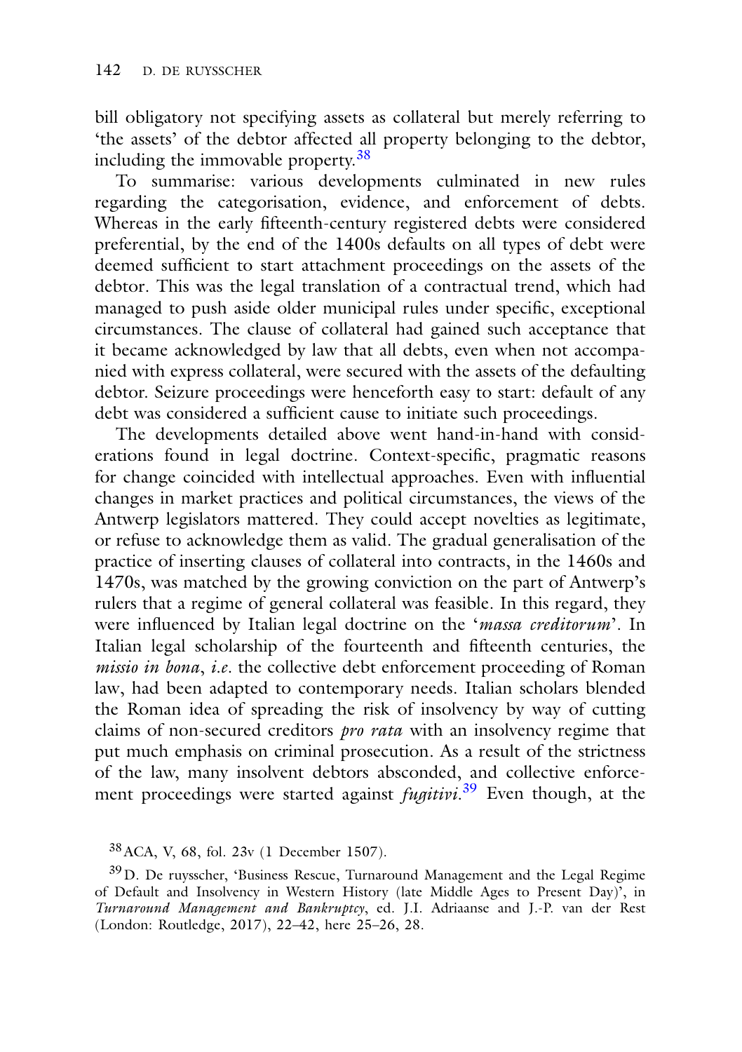bill obligatory not specifying assets as collateral but merely referring to 'the assets' of the debtor affected all property belonging to the debtor, including the immovable property.[38]

To summarise: various developments culminated in new rules regarding the categorisation, evidence, and enforcement of debts. Whereas in the early fifteenth-century registered debts were considered preferential, by the end of the 1400s defaults on all types of debt were deemed sufficient to start attachment proceedings on the assets of the debtor. This was the legal translation of a contractual trend, which had managed to push aside older municipal rules under specific, exceptional circumstances. The clause of collateral had gained such acceptance that it became acknowledged by law that all debts, even when not accompanied with express collateral, were secured with the assets of the defaulting debtor. Seizure proceedings were henceforth easy to start: default of any debt was considered a sufficient cause to initiate such proceedings.

The developments detailed above went hand-in-hand with considerations found in legal doctrine. Context-specific, pragmatic reasons for change coincided with intellectual approaches. Even with influential changes in market practices and political circumstances, the views of the Antwerp legislators mattered. They could accept novelties as legitimate, or refuse to acknowledge them as valid. The gradual generalisation of the practice of inserting clauses of collateral into contracts, in the 1460s and 1470s, was matched by the growing conviction on the part of Antwerp's rulers that a regime of general collateral was feasible. In this regard, they were influenced by Italian legal doctrine on the '*massa creditorum*'. In Italian legal scholarship of the fourteenth and fifteenth centuries, the *missio in bona*, *i.e.* the collective debt enforcement proceeding of Roman law, had been adapted to contemporary needs. Italian scholars blended the Roman idea of spreading the risk of insolvency by way of cutting claims of non-secured creditors *pro rata* with an insolvency regime that put much emphasis on criminal prosecution. As a result of the strictness of the law, many insolvent debtors absconded, and collective enforcement proceedings were started against *fugitivi*.[39] Even though, at the

[38] ACA, V, 68, fol. 23v (1 December 1507).

[39] D. De ruysscher, 'Business Rescue, Turnaround Management and the Legal Regime of Default and Insolvency in Western History (late Middle Ages to Present Day)', in *Turnaround Management and Bankruptcy*, ed. J.I. Adriaanse and J.-P. van der Rest (London: Routledge, 2017), 22–42, here 25–26, 28.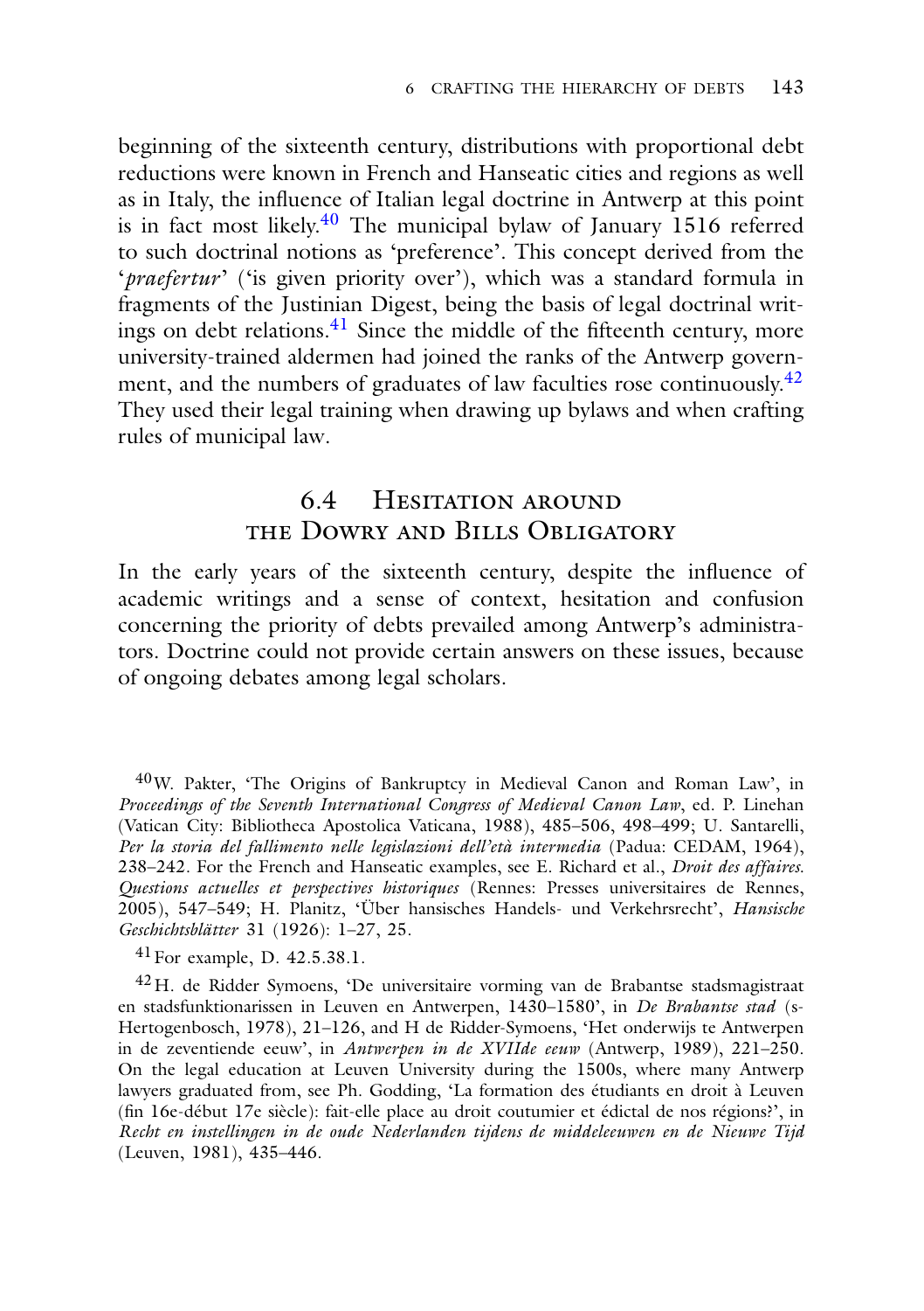beginning of the sixteenth century, distributions with proportional debt reductions were known in French and Hanseatic cities and regions as well as in Italy, the influence of Italian legal doctrine in Antwerp at this point is in fact most likely.[40] The municipal bylaw of January 1516 referred to such doctrinal notions as 'preference'. This concept derived from the '*praefertur*' ('is given priority over'), which was a standard formula in fragments of the Justinian Digest, being the basis of legal doctrinal writings on debt relations.[41] Since the middle of the fifteenth century, more university-trained aldermen had joined the ranks of the Antwerp government, and the numbers of graduates of law faculties rose continuously.[42] They used their legal training when drawing up bylaws and when crafting rules of municipal law.

## 6.4 Hesitation around the Dowry and Bills Obligatory

In the early years of the sixteenth century, despite the influence of academic writings and a sense of context, hesitation and confusion concerning the priority of debts prevailed among Antwerp's administrators. Doctrine could not provide certain answers on these issues, because of ongoing debates among legal scholars.

[40] W. Pakter, 'The Origins of Bankruptcy in Medieval Canon and Roman Law', in *Proceedings of the Seventh International Congress of Medieval Canon Law*, ed. P. Linehan (Vatican City: Bibliotheca Apostolica Vaticana, 1988), 485–506, 498–499; U. Santarelli, *Per la storia del fallimento nelle legislazioni dell'età intermedia* (Padua: CEDAM, 1964), 238–242. For the French and Hanseatic examples, see E. Richard et al., *Droit des affaires. Questions actuelles et perspectives historiques* (Rennes: Presses universitaires de Rennes, 2005), 547–549; H. Planitz, 'Über hansisches Handels- und Verkehrsrecht', *Hansische Geschichtsblätter* 31 (1926): 1–27, 25.

[41] For example, D. 42.5.38.1.

[42] H. de Ridder Symoens, 'De universitaire vorming van de Brabantse stadsmagistraat en stadsfunktionarissen in Leuven en Antwerpen, 1430–1580', in *De Brabantse stad* (s-Hertogenbosch, 1978), 21–126, and H de Ridder-Symoens, 'Het onderwijs te Antwerpen in de zeventiende eeuw', in *Antwerpen in de XVIIde eeuw* (Antwerp, 1989), 221–250. On the legal education at Leuven University during the 1500s, where many Antwerp lawyers graduated from, see Ph. Godding, 'La formation des étudiants en droit à Leuven (fin 16e-début 17e siècle): fait-elle place au droit coutumier et édictal de nos régions?', in *Recht en instellingen in de oude Nederlanden tijdens de middeleeuwen en de Nieuwe Tijd* (Leuven, 1981), 435–446.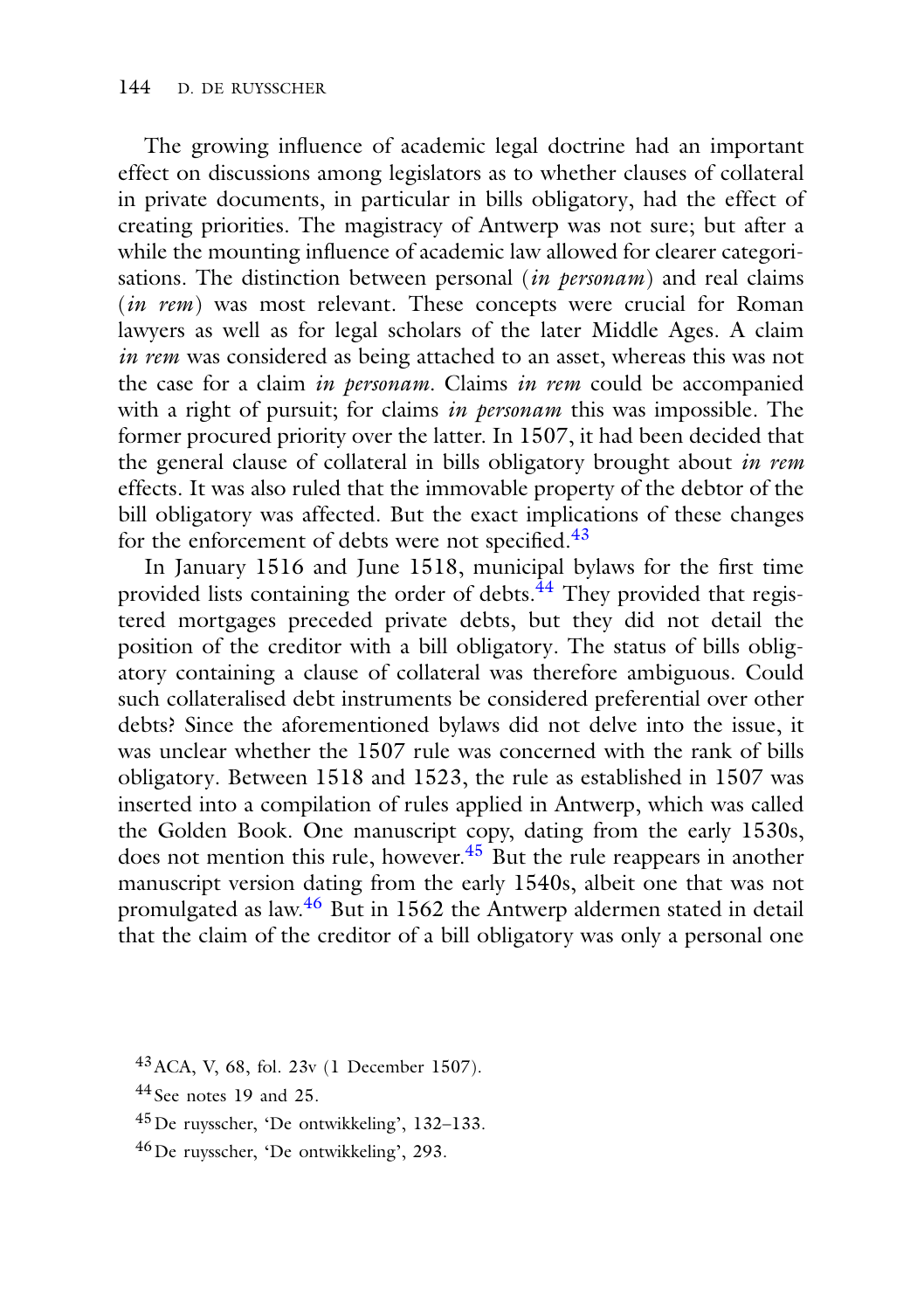The growing influence of academic legal doctrine had an important effect on discussions among legislators as to whether clauses of collateral in private documents, in particular in bills obligatory, had the effect of creating priorities. The magistracy of Antwerp was not sure; but after a while the mounting influence of academic law allowed for clearer categorisations. The distinction between personal (*in personam*) and real claims (*in rem*) was most relevant. These concepts were crucial for Roman lawyers as well as for legal scholars of the later Middle Ages. A claim *in rem* was considered as being attached to an asset, whereas this was not the case for a claim *in personam*. Claims *in rem* could be accompanied with a right of pursuit; for claims *in personam* this was impossible. The former procured priority over the latter. In 1507, it had been decided that the general clause of collateral in bills obligatory brought about *in rem* effects. It was also ruled that the immovable property of the debtor of the bill obligatory was affected. But the exact implications of these changes for the enforcement of debts were not specified.[43]

In January 1516 and June 1518, municipal bylaws for the first time provided lists containing the order of debts.[44] They provided that registered mortgages preceded private debts, but they did not detail the position of the creditor with a bill obligatory. The status of bills obligatory containing a clause of collateral was therefore ambiguous. Could such collateralised debt instruments be considered preferential over other debts? Since the aforementioned bylaws did not delve into the issue, it was unclear whether the 1507 rule was concerned with the rank of bills obligatory. Between 1518 and 1523, the rule as established in 1507 was inserted into a compilation of rules applied in Antwerp, which was called the Golden Book. One manuscript copy, dating from the early 1530s, does not mention this rule, however.[45] But the rule reappears in another manuscript version dating from the early 1540s, albeit one that was not promulgated as law.[46] But in 1562 the Antwerp aldermen stated in detail that the claim of the creditor of a bill obligatory was only a personal one

[43] ACA, V, 68, fol. 23v (1 December 1507).

[44] See notes 19 and 25.

[45] De ruysscher, 'De ontwikkeling', 132–133.

[46] De ruysscher, 'De ontwikkeling', 293.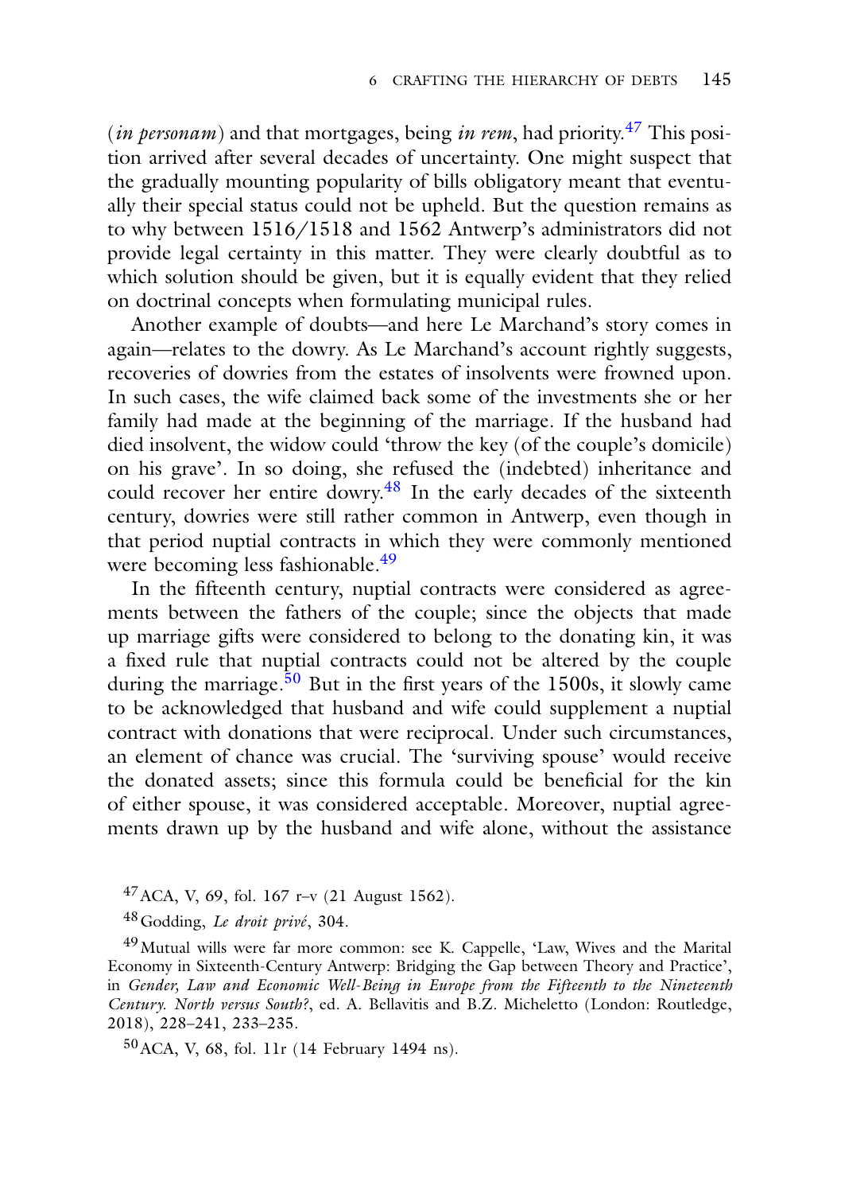(*in personam*) and that mortgages, being *in rem*, had priority.[47] This position arrived after several decades of uncertainty. One might suspect that the gradually mounting popularity of bills obligatory meant that eventually their special status could not be upheld. But the question remains as to why between 1516/1518 and 1562 Antwerp's administrators did not provide legal certainty in this matter. They were clearly doubtful as to which solution should be given, but it is equally evident that they relied on doctrinal concepts when formulating municipal rules.

Another example of doubts—and here Le Marchand's story comes in again—relates to the dowry. As Le Marchand's account rightly suggests, recoveries of dowries from the estates of insolvents were frowned upon. In such cases, the wife claimed back some of the investments she or her family had made at the beginning of the marriage. If the husband had died insolvent, the widow could 'throw the key (of the couple's domicile) on his grave'. In so doing, she refused the (indebted) inheritance and could recover her entire dowry.[48] In the early decades of the sixteenth century, dowries were still rather common in Antwerp, even though in that period nuptial contracts in which they were commonly mentioned were becoming less fashionable.[49]

In the fifteenth century, nuptial contracts were considered as agreements between the fathers of the couple; since the objects that made up marriage gifts were considered to belong to the donating kin, it was a fixed rule that nuptial contracts could not be altered by the couple during the marriage.[50] But in the first years of the 1500s, it slowly came to be acknowledged that husband and wife could supplement a nuptial contract with donations that were reciprocal. Under such circumstances, an element of chance was crucial. The 'surviving spouse' would receive the donated assets; since this formula could be beneficial for the kin of either spouse, it was considered acceptable. Moreover, nuptial agreements drawn up by the husband and wife alone, without the assistance

---

[47] ACA, V, 69, fol. 167 r–v (21 August 1562).

[48] Godding, *Le droit privé*, 304.

[49] Mutual wills were far more common: see K. Cappelle, 'Law, Wives and the Marital Economy in Sixteenth-Century Antwerp: Bridging the Gap between Theory and Practice', in *Gender, Law and Economic Well-Being in Europe from the Fifteenth to the Nineteenth Century. North versus South?*, ed. A. Bellavitis and B.Z. Micheletto (London: Routledge, 2018), 228–241, 233–235.

[50] ACA, V, 68, fol. 11r (14 February 1494 ns).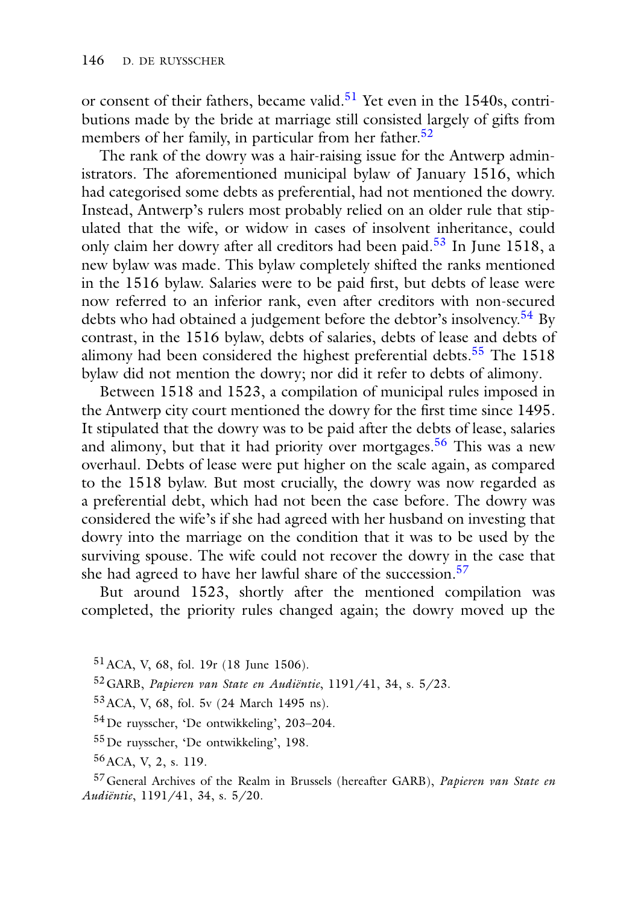or consent of their fathers, became valid.[51] Yet even in the 1540s, contributions made by the bride at marriage still consisted largely of gifts from members of her family, in particular from her father.[52]

The rank of the dowry was a hair-raising issue for the Antwerp administrators. The aforementioned municipal bylaw of January 1516, which had categorised some debts as preferential, had not mentioned the dowry. Instead, Antwerp's rulers most probably relied on an older rule that stipulated that the wife, or widow in cases of insolvent inheritance, could only claim her dowry after all creditors had been paid.[53] In June 1518, a new bylaw was made. This bylaw completely shifted the ranks mentioned in the 1516 bylaw. Salaries were to be paid first, but debts of lease were now referred to an inferior rank, even after creditors with non-secured debts who had obtained a judgement before the debtor's insolvency.[54] By contrast, in the 1516 bylaw, debts of salaries, debts of lease and debts of alimony had been considered the highest preferential debts.[55] The 1518 bylaw did not mention the dowry; nor did it refer to debts of alimony.

Between 1518 and 1523, a compilation of municipal rules imposed in the Antwerp city court mentioned the dowry for the first time since 1495. It stipulated that the dowry was to be paid after the debts of lease, salaries and alimony, but that it had priority over mortgages.[56] This was a new overhaul. Debts of lease were put higher on the scale again, as compared to the 1518 bylaw. But most crucially, the dowry was now regarded as a preferential debt, which had not been the case before. The dowry was considered the wife's if she had agreed with her husband on investing that dowry into the marriage on the condition that it was to be used by the surviving spouse. The wife could not recover the dowry in the case that she had agreed to have her lawful share of the succession.[57]

But around 1523, shortly after the mentioned compilation was completed, the priority rules changed again; the dowry moved up the

[51] ACA, V, 68, fol. 19r (18 June 1506).

[52] GARB, *Papieren van State en Audiëntie*, 1191/41, 34, s. 5/23.

[53] ACA, V, 68, fol. 5v (24 March 1495 ns).

[54] De ruysscher, 'De ontwikkeling', 203–204.

[55] De ruysscher, 'De ontwikkeling', 198.

[56] ACA, V, 2, s. 119.

[57] General Archives of the Realm in Brussels (hereafter GARB), *Papieren van State en Audiëntie*, 1191/41, 34, s. 5/20.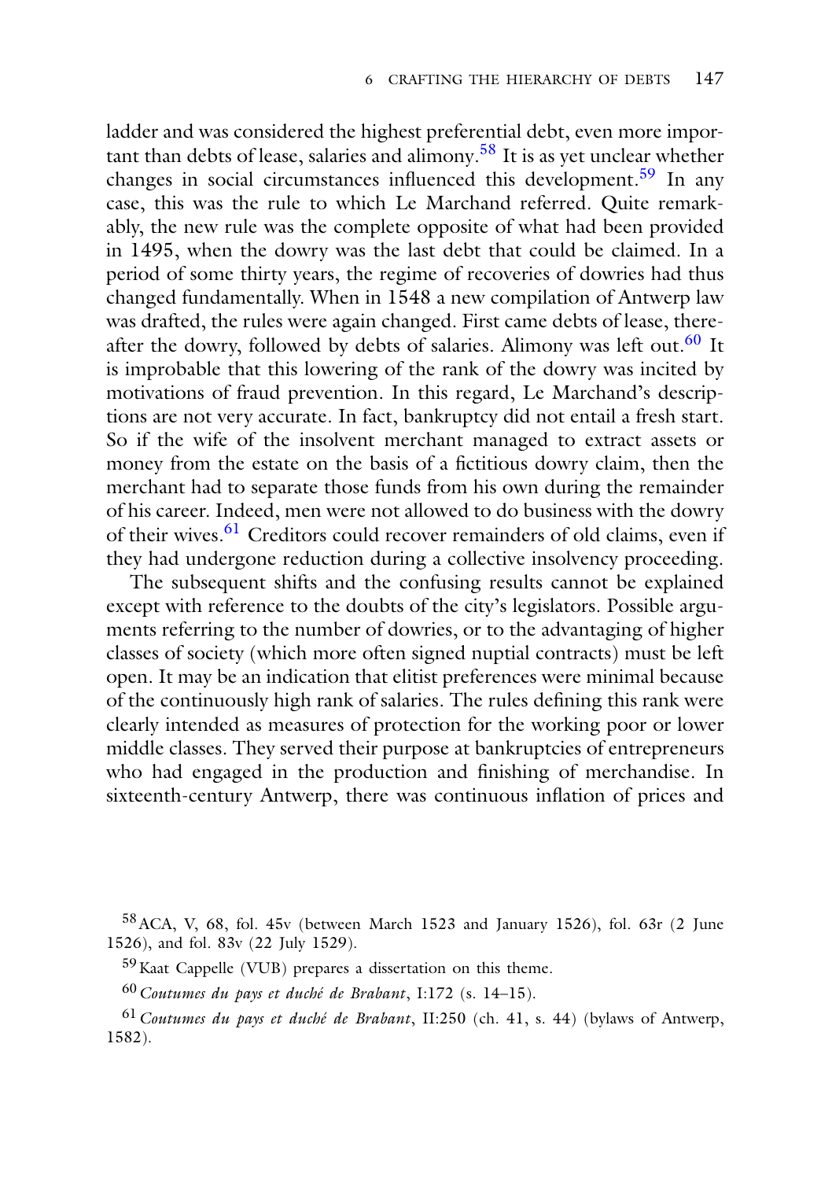ladder and was considered the highest preferential debt, even more important than debts of lease, salaries and alimony.[58] It is as yet unclear whether changes in social circumstances influenced this development.[59] In any case, this was the rule to which Le Marchand referred. Quite remarkably, the new rule was the complete opposite of what had been provided in 1495, when the dowry was the last debt that could be claimed. In a period of some thirty years, the regime of recoveries of dowries had thus changed fundamentally. When in 1548 a new compilation of Antwerp law was drafted, the rules were again changed. First came debts of lease, thereafter the dowry, followed by debts of salaries. Alimony was left out.[60] It is improbable that this lowering of the rank of the dowry was incited by motivations of fraud prevention. In this regard, Le Marchand's descriptions are not very accurate. In fact, bankruptcy did not entail a fresh start. So if the wife of the insolvent merchant managed to extract assets or money from the estate on the basis of a fictitious dowry claim, then the merchant had to separate those funds from his own during the remainder of his career. Indeed, men were not allowed to do business with the dowry of their wives.[61] Creditors could recover remainders of old claims, even if they had undergone reduction during a collective insolvency proceeding.

The subsequent shifts and the confusing results cannot be explained except with reference to the doubts of the city's legislators. Possible arguments referring to the number of dowries, or to the advantaging of higher classes of society (which more often signed nuptial contracts) must be left open. It may be an indication that elitist preferences were minimal because of the continuously high rank of salaries. The rules defining this rank were clearly intended as measures of protection for the working poor or lower middle classes. They served their purpose at bankruptcies of entrepreneurs who had engaged in the production and finishing of merchandise. In sixteenth-century Antwerp, there was continuous inflation of prices and

[58] ACA, V, 68, fol. 45v (between March 1523 and January 1526), fol. 63r (2 June 1526), and fol. 83v (22 July 1529).

[59] Kaat Cappelle (VUB) prepares a dissertation on this theme.

[60] *Coutumes du pays et duché de Brabant*, I:172 (s. 14–15).

[61] *Coutumes du pays et duché de Brabant*, II:250 (ch. 41, s. 44) (bylaws of Antwerp, 1582).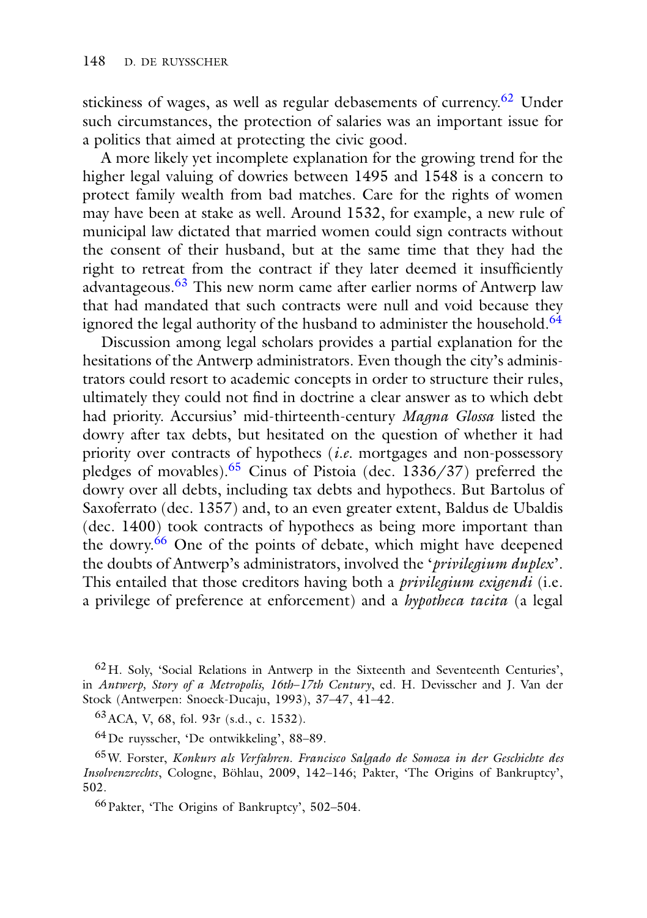stickiness of wages, as well as regular debasements of currency.[62] Under such circumstances, the protection of salaries was an important issue for a politics that aimed at protecting the civic good.

A more likely yet incomplete explanation for the growing trend for the higher legal valuing of dowries between 1495 and 1548 is a concern to protect family wealth from bad matches. Care for the rights of women may have been at stake as well. Around 1532, for example, a new rule of municipal law dictated that married women could sign contracts without the consent of their husband, but at the same time that they had the right to retreat from the contract if they later deemed it insufficiently advantageous.[63] This new norm came after earlier norms of Antwerp law that had mandated that such contracts were null and void because they ignored the legal authority of the husband to administer the household.[64]

Discussion among legal scholars provides a partial explanation for the hesitations of the Antwerp administrators. Even though the city's administrators could resort to academic concepts in order to structure their rules, ultimately they could not find in doctrine a clear answer as to which debt had priority. Accursius' mid-thirteenth-century *Magna Glossa* listed the dowry after tax debts, but hesitated on the question of whether it had priority over contracts of hypothecs (*i.e.* mortgages and non-possessory pledges of movables).[65] Cinus of Pistoia (dec. 1336/37) preferred the dowry over all debts, including tax debts and hypothecs. But Bartolus of Saxoferrato (dec. 1357) and, to an even greater extent, Baldus de Ubaldis (dec. 1400) took contracts of hypothecs as being more important than the dowry.[66] One of the points of debate, which might have deepened the doubts of Antwerp's administrators, involved the '*privilegium duplex*'. This entailed that those creditors having both a *privilegium exigendi* (i.e. a privilege of preference at enforcement) and a *hypotheca tacita* (a legal

---

[62] H. Soly, 'Social Relations in Antwerp in the Sixteenth and Seventeenth Centuries', in *Antwerp, Story of a Metropolis, 16th–17th Century*, ed. H. Devisscher and J. Van der Stock (Antwerpen: Snoeck-Ducaju, 1993), 37–47, 41–42.

[63] ACA, V, 68, fol. 93r (s.d., c. 1532).

[64] De ruysscher, 'De ontwikkeling', 88–89.

[65] W. Forster, *Konkurs als Verfahren. Francisco Salgado de Somoza in der Geschichte des Insolvenzrechts*, Cologne, Böhlau, 2009, 142–146; Pakter, 'The Origins of Bankruptcy', 502.

[66] Pakter, 'The Origins of Bankruptcy', 502–504.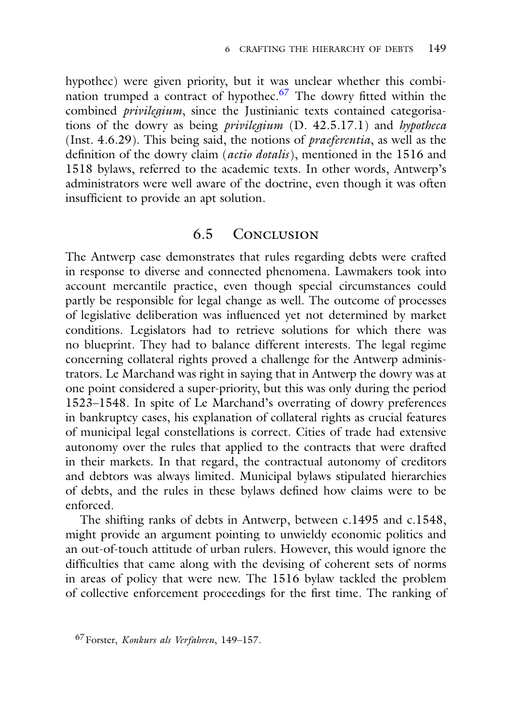hypothec) were given priority, but it was unclear whether this combination trumped a contract of hypothec.[67] The dowry fitted within the combined *privilegium*, since the Justinianic texts contained categorisations of the dowry as being *privilegium* (D. 42.5.17.1) and *hypotheca* (Inst. 4.6.29). This being said, the notions of *praeferentia*, as well as the definition of the dowry claim (*actio dotalis*), mentioned in the 1516 and 1518 bylaws, referred to the academic texts. In other words, Antwerp's administrators were well aware of the doctrine, even though it was often insufficient to provide an apt solution.

## 6.5 Conclusion

The Antwerp case demonstrates that rules regarding debts were crafted in response to diverse and connected phenomena. Lawmakers took into account mercantile practice, even though special circumstances could partly be responsible for legal change as well. The outcome of processes of legislative deliberation was influenced yet not determined by market conditions. Legislators had to retrieve solutions for which there was no blueprint. They had to balance different interests. The legal regime concerning collateral rights proved a challenge for the Antwerp administrators. Le Marchand was right in saying that in Antwerp the dowry was at one point considered a super-priority, but this was only during the period 1523–1548. In spite of Le Marchand's overrating of dowry preferences in bankruptcy cases, his explanation of collateral rights as crucial features of municipal legal constellations is correct. Cities of trade had extensive autonomy over the rules that applied to the contracts that were drafted in their markets. In that regard, the contractual autonomy of creditors and debtors was always limited. Municipal bylaws stipulated hierarchies of debts, and the rules in these bylaws defined how claims were to be enforced.

The shifting ranks of debts in Antwerp, between c.1495 and c.1548, might provide an argument pointing to unwieldy economic politics and an out-of-touch attitude of urban rulers. However, this would ignore the difficulties that came along with the devising of coherent sets of norms in areas of policy that were new. The 1516 bylaw tackled the problem of collective enforcement proceedings for the first time. The ranking of

[67] Forster, *Konkurs als Verfahren*, 149–157.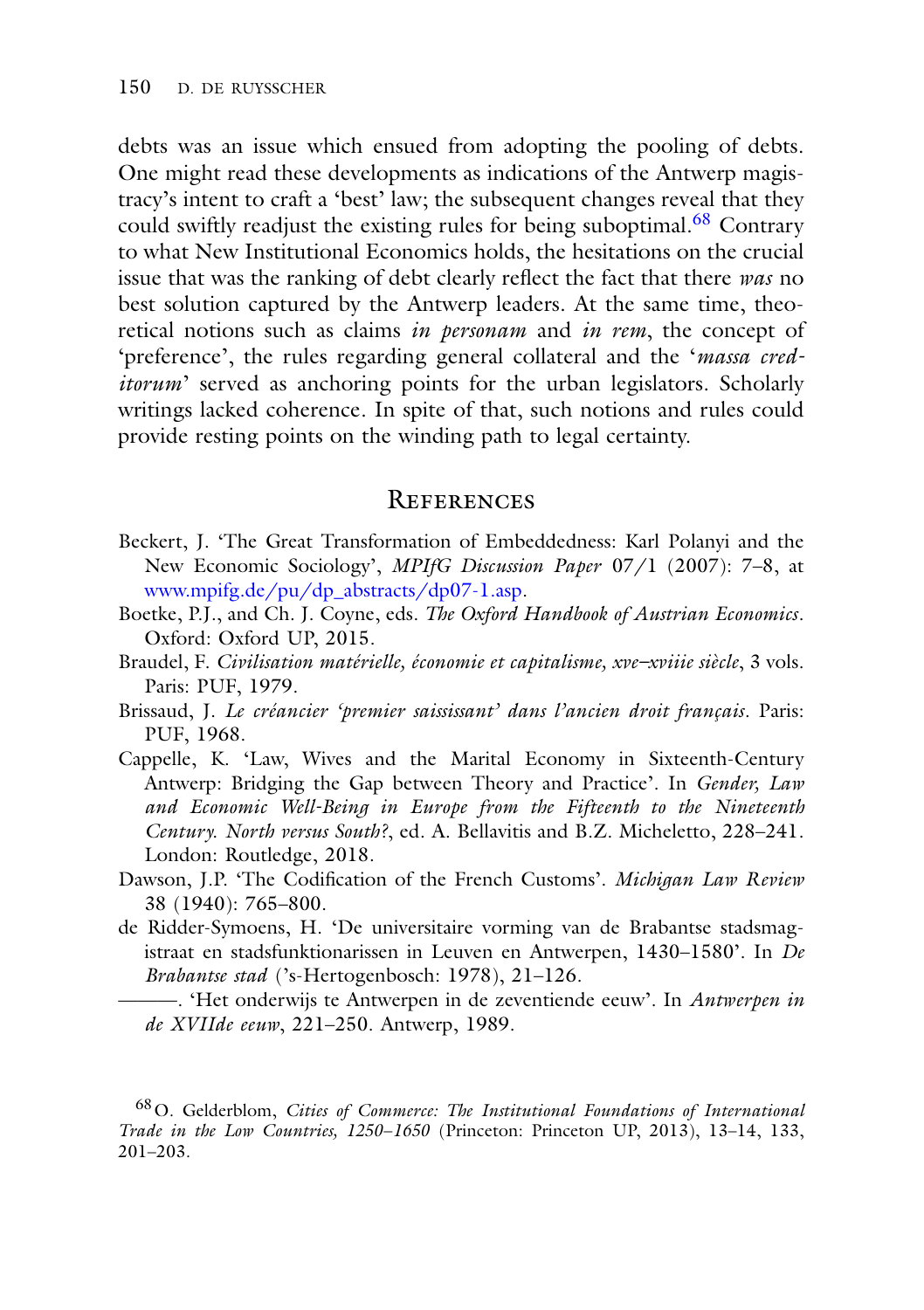debts was an issue which ensued from adopting the pooling of debts. One might read these developments as indications of the Antwerp magistracy's intent to craft a 'best' law; the subsequent changes reveal that they could swiftly readjust the existing rules for being suboptimal.[68] Contrary to what New Institutional Economics holds, the hesitations on the crucial issue that was the ranking of debt clearly reflect the fact that there *was* no best solution captured by the Antwerp leaders. At the same time, theoretical notions such as claims *in personam* and *in rem*, the concept of 'preference', the rules regarding general collateral and the '*massa creditorum*' served as anchoring points for the urban legislators. Scholarly writings lacked coherence. In spite of that, such notions and rules could provide resting points on the winding path to legal certainty.

## References

Beckert, J. 'The Great Transformation of Embeddedness: Karl Polanyi and the New Economic Sociology', *MPIfG Discussion Paper* 07/1 (2007): 7–8, at www.mpifg.de/pu/dp_abstracts/dp07-1.asp.

Boetke, P.J., and Ch. J. Coyne, eds. *The Oxford Handbook of Austrian Economics*. Oxford: Oxford UP, 2015.

Braudel, F. *Civilisation matérielle, économie et capitalisme, xve–xviiie siècle*, 3 vols. Paris: PUF, 1979.

Brissaud, J. *Le créancier 'premier saisissant' dans l'ancien droit français*. Paris: PUF, 1968.

Cappelle, K. 'Law, Wives and the Marital Economy in Sixteenth-Century Antwerp: Bridging the Gap between Theory and Practice'. In *Gender, Law and Economic Well-Being in Europe from the Fifteenth to the Nineteenth Century. North versus South?*, ed. A. Bellavitis and B.Z. Micheletto, 228–241. London: Routledge, 2018.

Dawson, J.P. 'The Codification of the French Customs'. *Michigan Law Review* 38 (1940): 765–800.

de Ridder-Symoens, H. 'De universitaire vorming van de Brabantse stadsmagistraat en stadsfunktionarissen in Leuven en Antwerpen, 1430–1580'. In *De Brabantse stad* ('s-Hertogenbosch: 1978), 21–126.

———. 'Het onderwijs te Antwerpen in de zeventiende eeuw'. In *Antwerpen in de XVIIde eeuw*, 221–250. Antwerp, 1989.

[68] O. Gelderblom, *Cities of Commerce: The Institutional Foundations of International Trade in the Low Countries, 1250–1650* (Princeton: Princeton UP, 2013), 13–14, 133, 201–203.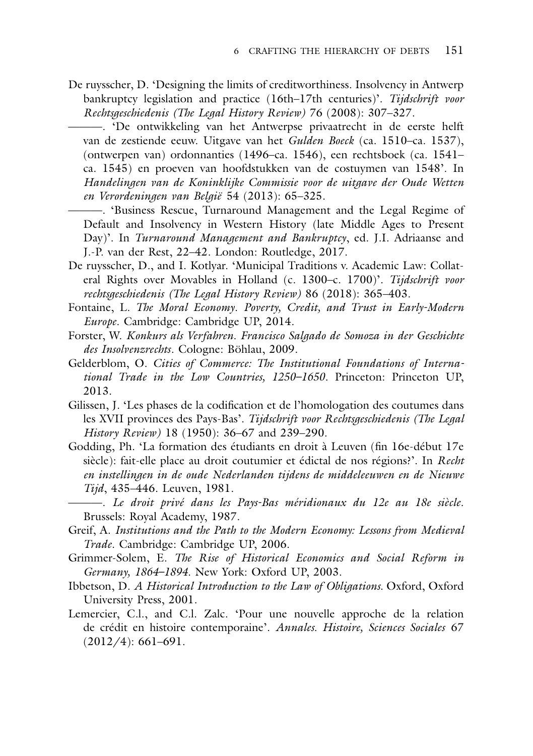De ruysscher, D. 'Designing the limits of creditworthiness. Insolvency in Antwerp bankruptcy legislation and practice (16th–17th centuries)'. *Tijdschrift voor Rechtsgeschiedenis (The Legal History Review)* 76 (2008): 307–327.

———. 'De ontwikkeling van het Antwerpse privaatrecht in de eerste helft van de zestiende eeuw. Uitgave van het *Gulden Boeck* (ca. 1510–ca. 1537), (ontwerpen van) ordonnanties (1496–ca. 1546), een rechtsboek (ca. 1541–ca. 1545) en proeven van hoofdstukken van de costuymen van 1548'. In *Handelingen van de Koninklijke Commissie voor de uitgave der Oude Wetten en Verordeningen van België* 54 (2013): 65–325.

———. 'Business Rescue, Turnaround Management and the Legal Regime of Default and Insolvency in Western History (late Middle Ages to Present Day)'. In *Turnaround Management and Bankruptcy*, ed. J.I. Adriaanse and J.-P. van der Rest, 22–42. London: Routledge, 2017.

De ruysscher, D., and I. Kotlyar. 'Municipal Traditions v. Academic Law: Collateral Rights over Movables in Holland (c. 1300–c. 1700)'. *Tijdschrift voor rechtsgeschiedenis (The Legal History Review)* 86 (2018): 365–403.

Fontaine, L. *The Moral Economy. Poverty, Credit, and Trust in Early-Modern Europe*. Cambridge: Cambridge UP, 2014.

Forster, W. *Konkurs als Verfahren. Francisco Salgado de Somoza in der Geschichte des Insolvenzrechts*. Cologne: Böhlau, 2009.

Gelderblom, O. *Cities of Commerce: The Institutional Foundations of International Trade in the Low Countries, 1250–1650*. Princeton: Princeton UP, 2013.

Gilissen, J. 'Les phases de la codification et de l'homologation des coutumes dans les XVII provinces des Pays-Bas'. *Tijdschrift voor Rechtsgeschiedenis (The Legal History Review)* 18 (1950): 36–67 and 239–290.

Godding, Ph. 'La formation des étudiants en droit à Leuven (fin 16e-début 17e siècle): fait-elle place au droit coutumier et édictal de nos régions?'. In *Recht en instellingen in de oude Nederlanden tijdens de middeleeuwen en de Nieuwe Tijd*, 435–446. Leuven, 1981.

———. *Le droit privé dans les Pays-Bas méridionaux du 12e au 18e siècle*. Brussels: Royal Academy, 1987.

Greif, A. *Institutions and the Path to the Modern Economy: Lessons from Medieval Trade*. Cambridge: Cambridge UP, 2006.

Grimmer-Solem, E. *The Rise of Historical Economics and Social Reform in Germany, 1864–1894*. New York: Oxford UP, 2003.

Ibbetson, D. *A Historical Introduction to the Law of Obligations*. Oxford, Oxford University Press, 2001.

Lemercier, C.l., and C.l. Zalc. 'Pour une nouvelle approche de la relation de crédit en histoire contemporaine'. *Annales. Histoire, Sciences Sociales* 67 (2012/4): 661–691.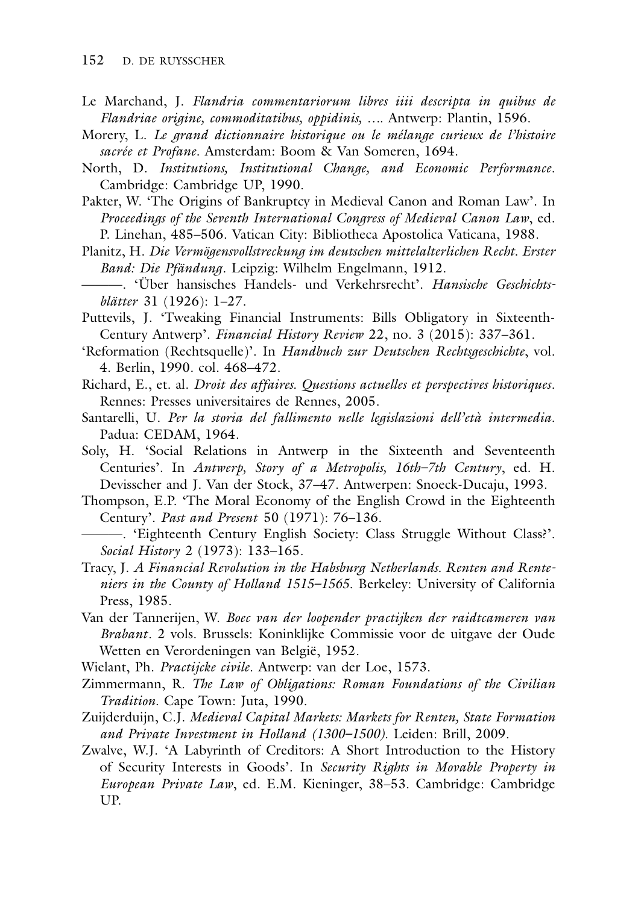Le Marchand, J. *Flandria commentariorum libres iiii descripta in quibus de Flandriae origine, commoditatibus, oppidinis, …*. Antwerp: Plantin, 1596.

Morery, L. *Le grand dictionnaire historique ou le mélange curieux de l'histoire sacrée et Profane*. Amsterdam: Boom & Van Someren, 1694.

North, D. *Institutions, Institutional Change, and Economic Performance*. Cambridge: Cambridge UP, 1990.

Pakter, W. 'The Origins of Bankruptcy in Medieval Canon and Roman Law'. In *Proceedings of the Seventh International Congress of Medieval Canon Law*, ed. P. Linehan, 485–506. Vatican City: Bibliotheca Apostolica Vaticana, 1988.

Planitz, H. *Die Vermögensvollstreckung im deutschen mittelalterlichen Recht. Erster Band: Die Pfändung*. Leipzig: Wilhelm Engelmann, 1912.

———. 'Über hansisches Handels- und Verkehrsrecht'. *Hansische Geschichtsblätter* 31 (1926): 1–27.

Puttevils, J. 'Tweaking Financial Instruments: Bills Obligatory in Sixteenth-Century Antwerp'. *Financial History Review* 22, no. 3 (2015): 337–361.

'Reformation (Rechtsquelle)'. In *Handbuch zur Deutschen Rechtsgeschichte*, vol. 4. Berlin, 1990. col. 468–472.

Richard, E., et. al. *Droit des affaires. Questions actuelles et perspectives historiques*. Rennes: Presses universitaires de Rennes, 2005.

Santarelli, U. *Per la storia del fallimento nelle legislazioni dell'età intermedia*. Padua: CEDAM, 1964.

Soly, H. 'Social Relations in Antwerp in the Sixteenth and Seventeenth Centuries'. In *Antwerp, Story of a Metropolis, 16th–7th Century*, ed. H. Devisscher and J. Van der Stock, 37–47. Antwerpen: Snoeck-Ducaju, 1993.

Thompson, E.P. 'The Moral Economy of the English Crowd in the Eighteenth Century'. *Past and Present* 50 (1971): 76–136.

———. 'Eighteenth Century English Society: Class Struggle Without Class?'. *Social History* 2 (1973): 133–165.

Tracy, J. *A Financial Revolution in the Habsburg Netherlands. Renten and Renteniers in the County of Holland 1515–1565*. Berkeley: University of California Press, 1985.

Van der Tannerijen, W. *Boec van der loopender practijken der raidtcameren van Brabant*. 2 vols. Brussels: Koninklijke Commissie voor de uitgave der Oude Wetten en Verordeningen van België, 1952.

Wielant, Ph. *Practijcke civile*. Antwerp: van der Loe, 1573.

Zimmermann, R. *The Law of Obligations: Roman Foundations of the Civilian Tradition*. Cape Town: Juta, 1990.

Zuijderduijn, C.J. *Medieval Capital Markets: Markets for Renten, State Formation and Private Investment in Holland (1300–1500)*. Leiden: Brill, 2009.

Zwalve, W.J. 'A Labyrinth of Creditors: A Short Introduction to the History of Security Interests in Goods'. In *Security Rights in Movable Property in European Private Law*, ed. E.M. Kieninger, 38–53. Cambridge: Cambridge UP.